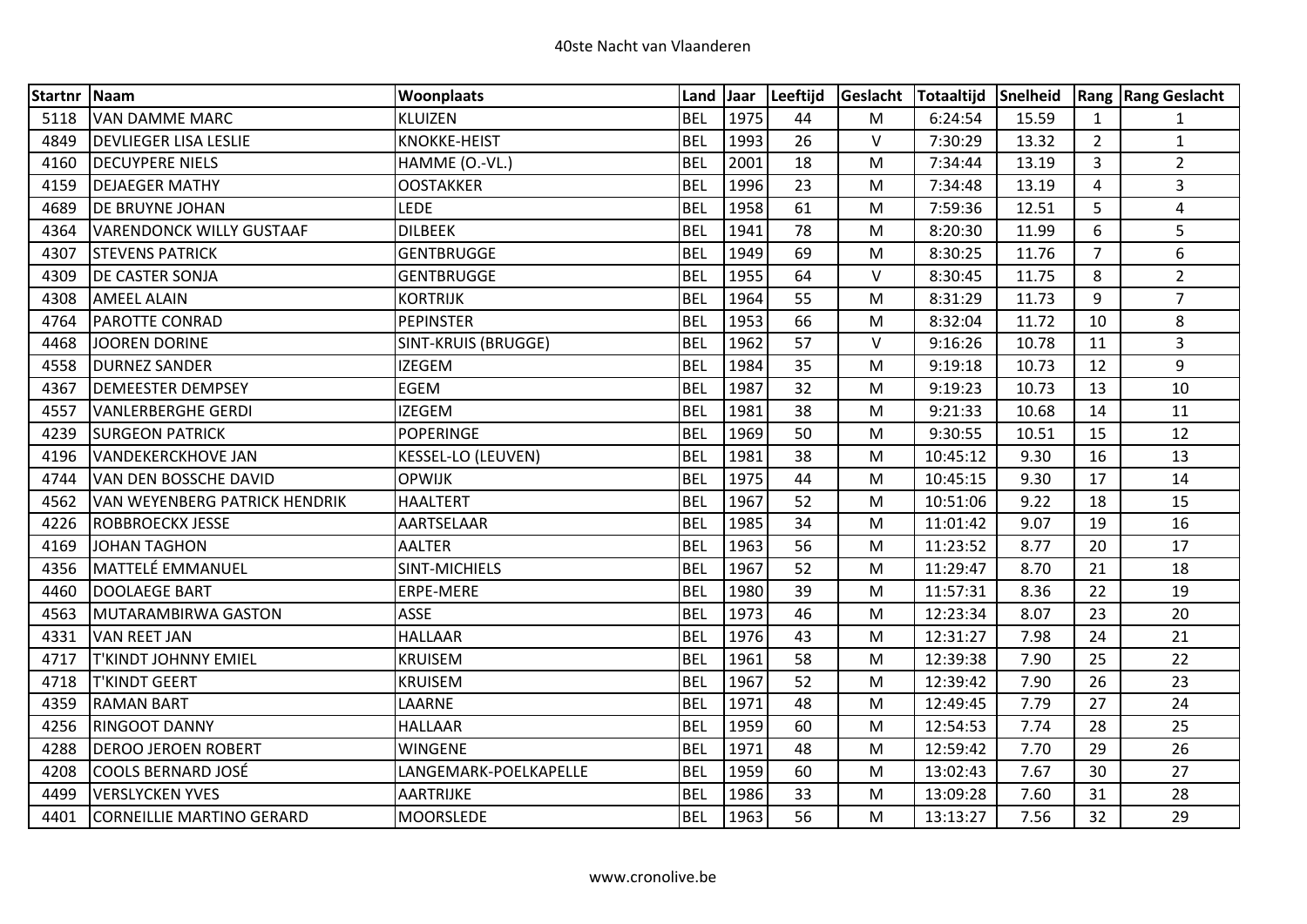# 40ste Nacht van Vlaanderen

| Startnr | Naam | Woonplaats | Land | Jaar | Leeftijd | Geslacht | Totaaltijd | Snelheid | Rang | Rang Geslacht |
|---|---|---|---|---|---|---|---|---|---|---|
| 5118 | VAN DAMME MARC | KLUIZEN | BEL | 1975 | 44 | M | 6:24:54 | 15.59 | 1 | 1 |
| 4849 | DEVLIEGER LISA LESLIE | KNOKKE-HEIST | BEL | 1993 | 26 | V | 7:30:29 | 13.32 | 2 | 1 |
| 4160 | DECUYPERE NIELS | HAMME (O.-VL.) | BEL | 2001 | 18 | M | 7:34:44 | 13.19 | 3 | 2 |
| 4159 | DEJAEGER MATHY | OOSTAKKER | BEL | 1996 | 23 | M | 7:34:48 | 13.19 | 4 | 3 |
| 4689 | DE BRUYNE JOHAN | LEDE | BEL | 1958 | 61 | M | 7:59:36 | 12.51 | 5 | 4 |
| 4364 | VARENDONCK WILLY GUSTAAF | DILBEEK | BEL | 1941 | 78 | M | 8:20:30 | 11.99 | 6 | 5 |
| 4307 | STEVENS PATRICK | GENTBRUGGE | BEL | 1949 | 69 | M | 8:30:25 | 11.76 | 7 | 6 |
| 4309 | DE CASTER SONJA | GENTBRUGGE | BEL | 1955 | 64 | V | 8:30:45 | 11.75 | 8 | 2 |
| 4308 | AMEEL ALAIN | KORTRIJK | BEL | 1964 | 55 | M | 8:31:29 | 11.73 | 9 | 7 |
| 4764 | PAROTTE CONRAD | PEPINSTER | BEL | 1953 | 66 | M | 8:32:04 | 11.72 | 10 | 8 |
| 4468 | JOOREN DORINE | SINT-KRUIS (BRUGGE) | BEL | 1962 | 57 | V | 9:16:26 | 10.78 | 11 | 3 |
| 4558 | DURNEZ SANDER | IZEGEM | BEL | 1984 | 35 | M | 9:19:18 | 10.73 | 12 | 9 |
| 4367 | DEMEESTER DEMPSEY | EGEM | BEL | 1987 | 32 | M | 9:19:23 | 10.73 | 13 | 10 |
| 4557 | VANLERBERGHE GERDI | IZEGEM | BEL | 1981 | 38 | M | 9:21:33 | 10.68 | 14 | 11 |
| 4239 | SURGEON PATRICK | POPERINGE | BEL | 1969 | 50 | M | 9:30:55 | 10.51 | 15 | 12 |
| 4196 | VANDEKERCKHOVE JAN | KESSEL-LO (LEUVEN) | BEL | 1981 | 38 | M | 10:45:12 | 9.30 | 16 | 13 |
| 4744 | VAN DEN BOSSCHE DAVID | OPWIJK | BEL | 1975 | 44 | M | 10:45:15 | 9.30 | 17 | 14 |
| 4562 | VAN WEYENBERG PATRICK HENDRIK | HAALTERT | BEL | 1967 | 52 | M | 10:51:06 | 9.22 | 18 | 15 |
| 4226 | ROBBROECKX JESSE | AARTSELAAR | BEL | 1985 | 34 | M | 11:01:42 | 9.07 | 19 | 16 |
| 4169 | JOHAN TAGHON | AALTER | BEL | 1963 | 56 | M | 11:23:52 | 8.77 | 20 | 17 |
| 4356 | MATTELÉ EMMANUEL | SINT-MICHIELS | BEL | 1967 | 52 | M | 11:29:47 | 8.70 | 21 | 18 |
| 4460 | DOOLAEGE BART | ERPE-MERE | BEL | 1980 | 39 | M | 11:57:31 | 8.36 | 22 | 19 |
| 4563 | MUTARAMBIRWA GASTON | ASSE | BEL | 1973 | 46 | M | 12:23:34 | 8.07 | 23 | 20 |
| 4331 | VAN REET JAN | HALLAAR | BEL | 1976 | 43 | M | 12:31:27 | 7.98 | 24 | 21 |
| 4717 | T'KINDT JOHNNY EMIEL | KRUISEM | BEL | 1961 | 58 | M | 12:39:38 | 7.90 | 25 | 22 |
| 4718 | T'KINDT GEERT | KRUISEM | BEL | 1967 | 52 | M | 12:39:42 | 7.90 | 26 | 23 |
| 4359 | RAMAN BART | LAARNE | BEL | 1971 | 48 | M | 12:49:45 | 7.79 | 27 | 24 |
| 4256 | RINGOOT DANNY | HALLAAR | BEL | 1959 | 60 | M | 12:54:53 | 7.74 | 28 | 25 |
| 4288 | DEROO JEROEN ROBERT | WINGENE | BEL | 1971 | 48 | M | 12:59:42 | 7.70 | 29 | 26 |
| 4208 | COOLS BERNARD JOSÉ | LANGEMARK-POELKAPELLE | BEL | 1959 | 60 | M | 13:02:43 | 7.67 | 30 | 27 |
| 4499 | VERSLYCKEN YVES | AARTRIJKE | BEL | 1986 | 33 | M | 13:09:28 | 7.60 | 31 | 28 |
| 4401 | CORNEILLIE MARTINO GERARD | MOORSLEDE | BEL | 1963 | 56 | M | 13:13:27 | 7.56 | 32 | 29 |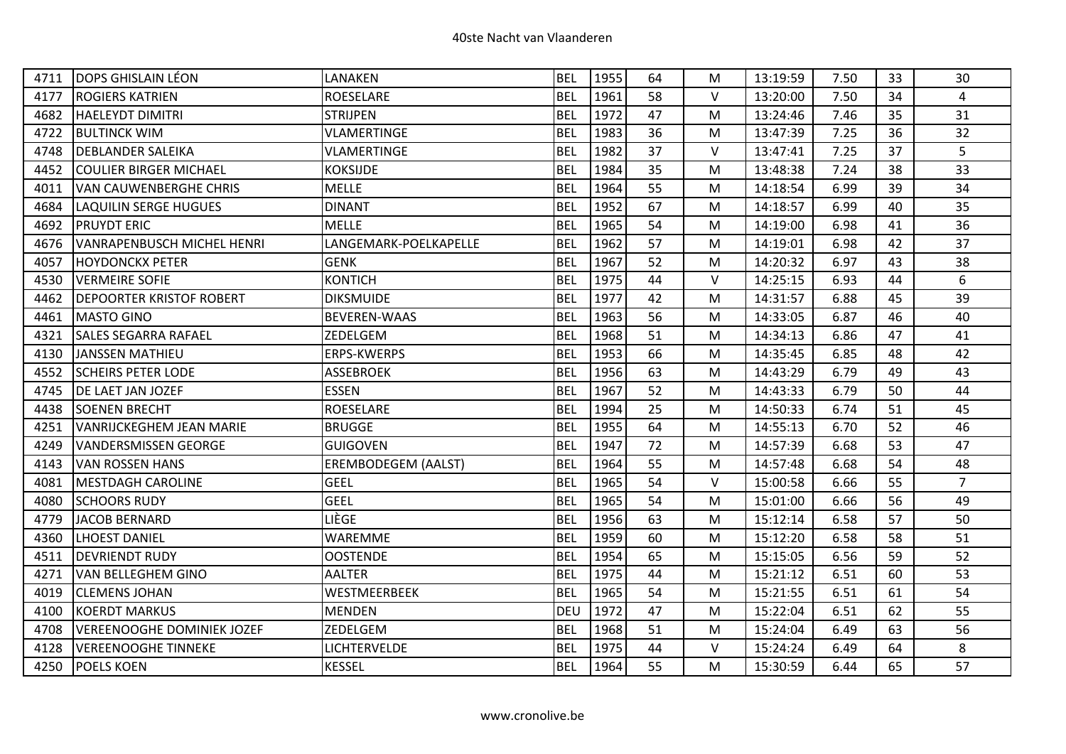| | | | | | | | | | | |
|---|---|---|---|---|---|---|---|---|---|---|
| 4711 | DOPS GHISLAIN LÉON | LANAKEN | BEL | 1955 | 64 | M | 13:19:59 | 7.50 | 33 | 30 |
| 4177 | ROGIERS KATRIEN | ROESELARE | BEL | 1961 | 58 | V | 13:20:00 | 7.50 | 34 | 4 |
| 4682 | HAELEYDT DIMITRI | STRIJPEN | BEL | 1972 | 47 | M | 13:24:46 | 7.46 | 35 | 31 |
| 4722 | BULTINCK WIM | VLAMERTINGE | BEL | 1983 | 36 | M | 13:47:39 | 7.25 | 36 | 32 |
| 4748 | DEBLANDER SALEIKA | VLAMERTINGE | BEL | 1982 | 37 | V | 13:47:41 | 7.25 | 37 | 5 |
| 4452 | COULIER BIRGER MICHAEL | KOKSIJDE | BEL | 1984 | 35 | M | 13:48:38 | 7.24 | 38 | 33 |
| 4011 | VAN CAUWENBERGHE CHRIS | MELLE | BEL | 1964 | 55 | M | 14:18:54 | 6.99 | 39 | 34 |
| 4684 | LAQUILIN SERGE HUGUES | DINANT | BEL | 1952 | 67 | M | 14:18:57 | 6.99 | 40 | 35 |
| 4692 | PRUYDT ERIC | MELLE | BEL | 1965 | 54 | M | 14:19:00 | 6.98 | 41 | 36 |
| 4676 | VANRAPENBUSCH MICHEL HENRI | LANGEMARK-POELKAPELLE | BEL | 1962 | 57 | M | 14:19:01 | 6.98 | 42 | 37 |
| 4057 | HOYDONCKX PETER | GENK | BEL | 1967 | 52 | M | 14:20:32 | 6.97 | 43 | 38 |
| 4530 | VERMEIRE SOFIE | KONTICH | BEL | 1975 | 44 | V | 14:25:15 | 6.93 | 44 | 6 |
| 4462 | DEPOORTER KRISTOF ROBERT | DIKSMUIDE | BEL | 1977 | 42 | M | 14:31:57 | 6.88 | 45 | 39 |
| 4461 | MASTO GINO | BEVEREN-WAAS | BEL | 1963 | 56 | M | 14:33:05 | 6.87 | 46 | 40 |
| 4321 | SALES SEGARRA RAFAEL | ZEDELGEM | BEL | 1968 | 51 | M | 14:34:13 | 6.86 | 47 | 41 |
| 4130 | JANSSEN MATHIEU | ERPS-KWERPS | BEL | 1953 | 66 | M | 14:35:45 | 6.85 | 48 | 42 |
| 4552 | SCHEIRS PETER LODE | ASSEBROEK | BEL | 1956 | 63 | M | 14:43:29 | 6.79 | 49 | 43 |
| 4745 | DE LAET JAN JOZEF | ESSEN | BEL | 1967 | 52 | M | 14:43:33 | 6.79 | 50 | 44 |
| 4438 | SOENEN BRECHT | ROESELARE | BEL | 1994 | 25 | M | 14:50:33 | 6.74 | 51 | 45 |
| 4251 | VANRIJCKEGHEM JEAN MARIE | BRUGGE | BEL | 1955 | 64 | M | 14:55:13 | 6.70 | 52 | 46 |
| 4249 | VANDERSMISSEN GEORGE | GUIGOVEN | BEL | 1947 | 72 | M | 14:57:39 | 6.68 | 53 | 47 |
| 4143 | VAN ROSSEN HANS | EREMBODEGEM (AALST) | BEL | 1964 | 55 | M | 14:57:48 | 6.68 | 54 | 48 |
| 4081 | MESTDAGH CAROLINE | GEEL | BEL | 1965 | 54 | V | 15:00:58 | 6.66 | 55 | 7 |
| 4080 | SCHOORS RUDY | GEEL | BEL | 1965 | 54 | M | 15:01:00 | 6.66 | 56 | 49 |
| 4779 | JACOB BERNARD | LIÈGE | BEL | 1956 | 63 | M | 15:12:14 | 6.58 | 57 | 50 |
| 4360 | LHOEST DANIEL | WAREMME | BEL | 1959 | 60 | M | 15:12:20 | 6.58 | 58 | 51 |
| 4511 | DEVRIENDT RUDY | OOSTENDE | BEL | 1954 | 65 | M | 15:15:05 | 6.56 | 59 | 52 |
| 4271 | VAN BELLEGHEM GINO | AALTER | BEL | 1975 | 44 | M | 15:21:12 | 6.51 | 60 | 53 |
| 4019 | CLEMENS JOHAN | WESTMEERBEEK | BEL | 1965 | 54 | M | 15:21:55 | 6.51 | 61 | 54 |
| 4100 | KOERDT MARKUS | MENDEN | DEU | 1972 | 47 | M | 15:22:04 | 6.51 | 62 | 55 |
| 4708 | VEREENOOGHE DOMINIEK JOZEF | ZEDELGEM | BEL | 1968 | 51 | M | 15:24:04 | 6.49 | 63 | 56 |
| 4128 | VEREENOOGHE TINNEKE | LICHTERVELDE | BEL | 1975 | 44 | V | 15:24:24 | 6.49 | 64 | 8 |
| 4250 | POELS KOEN | KESSEL | BEL | 1964 | 55 | M | 15:30:59 | 6.44 | 65 | 57 |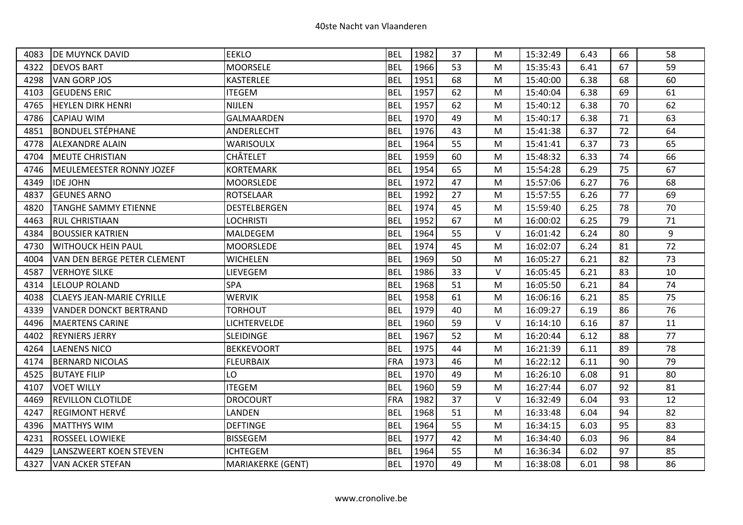| | | | | | | | | | | |
|---|---|---|---|---|---|---|---|---|---|---|
| 4083 | DE MUYNCK DAVID | EEKLO | BEL | 1982 | 37 | M | 15:32:49 | 6.43 | 66 | 58 |
| 4322 | DEVOS BART | MOORSELE | BEL | 1966 | 53 | M | 15:35:43 | 6.41 | 67 | 59 |
| 4298 | VAN GORP JOS | KASTERLEE | BEL | 1951 | 68 | M | 15:40:00 | 6.38 | 68 | 60 |
| 4103 | GEUDENS ERIC | ITEGEM | BEL | 1957 | 62 | M | 15:40:04 | 6.38 | 69 | 61 |
| 4765 | HEYLEN DIRK HENRI | NIJLEN | BEL | 1957 | 62 | M | 15:40:12 | 6.38 | 70 | 62 |
| 4786 | CAPIAU WIM | GALMAARDEN | BEL | 1970 | 49 | M | 15:40:17 | 6.38 | 71 | 63 |
| 4851 | BONDUEL STÉPHANE | ANDERLECHT | BEL | 1976 | 43 | M | 15:41:38 | 6.37 | 72 | 64 |
| 4778 | ALEXANDRE ALAIN | WARISOULX | BEL | 1964 | 55 | M | 15:41:41 | 6.37 | 73 | 65 |
| 4704 | MEUTE CHRISTIAN | CHÂTELET | BEL | 1959 | 60 | M | 15:48:32 | 6.33 | 74 | 66 |
| 4746 | MEULEMEESTER RONNY JOZEF | KORTEMARK | BEL | 1954 | 65 | M | 15:54:28 | 6.29 | 75 | 67 |
| 4349 | IDE JOHN | MOORSLEDE | BEL | 1972 | 47 | M | 15:57:06 | 6.27 | 76 | 68 |
| 4837 | GEUNES ARNO | ROTSELAAR | BEL | 1992 | 27 | M | 15:57:55 | 6.26 | 77 | 69 |
| 4820 | TANGHE SAMMY ETIENNE | DESTELBERGEN | BEL | 1974 | 45 | M | 15:59:40 | 6.25 | 78 | 70 |
| 4463 | RUL CHRISTIAAN | LOCHRISTI | BEL | 1952 | 67 | M | 16:00:02 | 6.25 | 79 | 71 |
| 4384 | BOUSSIER KATRIEN | MALDEGEM | BEL | 1964 | 55 | V | 16:01:42 | 6.24 | 80 | 9 |
| 4730 | WITHOUCK HEIN PAUL | MOORSLEDE | BEL | 1974 | 45 | M | 16:02:07 | 6.24 | 81 | 72 |
| 4004 | VAN DEN BERGE PETER CLEMENT | WICHELEN | BEL | 1969 | 50 | M | 16:05:27 | 6.21 | 82 | 73 |
| 4587 | VERHOYE SILKE | LIEVEGEM | BEL | 1986 | 33 | V | 16:05:45 | 6.21 | 83 | 10 |
| 4314 | LELOUP ROLAND | SPA | BEL | 1968 | 51 | M | 16:05:50 | 6.21 | 84 | 74 |
| 4038 | CLAEYS JEAN-MARIE CYRILLE | WERVIK | BEL | 1958 | 61 | M | 16:06:16 | 6.21 | 85 | 75 |
| 4339 | VANDER DONCKT BERTRAND | TORHOUT | BEL | 1979 | 40 | M | 16:09:27 | 6.19 | 86 | 76 |
| 4496 | MAERTENS CARINE | LICHTERVELDE | BEL | 1960 | 59 | V | 16:14:10 | 6.16 | 87 | 11 |
| 4402 | REYNIERS JERRY | SLEIDINGE | BEL | 1967 | 52 | M | 16:20:44 | 6.12 | 88 | 77 |
| 4264 | LAENENS NICO | BEKKEVOORT | BEL | 1975 | 44 | M | 16:21:39 | 6.11 | 89 | 78 |
| 4174 | BERNARD NICOLAS | FLEURBAIX | FRA | 1973 | 46 | M | 16:22:12 | 6.11 | 90 | 79 |
| 4525 | BUTAYE FILIP | LO | BEL | 1970 | 49 | M | 16:26:10 | 6.08 | 91 | 80 |
| 4107 | VOET WILLY | ITEGEM | BEL | 1960 | 59 | M | 16:27:44 | 6.07 | 92 | 81 |
| 4469 | REVILLON CLOTILDE | DROCOURT | FRA | 1982 | 37 | V | 16:32:49 | 6.04 | 93 | 12 |
| 4247 | REGIMONT HERVÉ | LANDEN | BEL | 1968 | 51 | M | 16:33:48 | 6.04 | 94 | 82 |
| 4396 | MATTHYS WIM | DEFTINGE | BEL | 1964 | 55 | M | 16:34:15 | 6.03 | 95 | 83 |
| 4231 | ROSSEEL LOWIEKE | BISSEGEM | BEL | 1977 | 42 | M | 16:34:40 | 6.03 | 96 | 84 |
| 4429 | LANSZWEERT KOEN STEVEN | ICHTEGEM | BEL | 1964 | 55 | M | 16:36:34 | 6.02 | 97 | 85 |
| 4327 | VAN ACKER STEFAN | MARIAKERKE (GENT) | BEL | 1970 | 49 | M | 16:38:08 | 6.01 | 98 | 86 |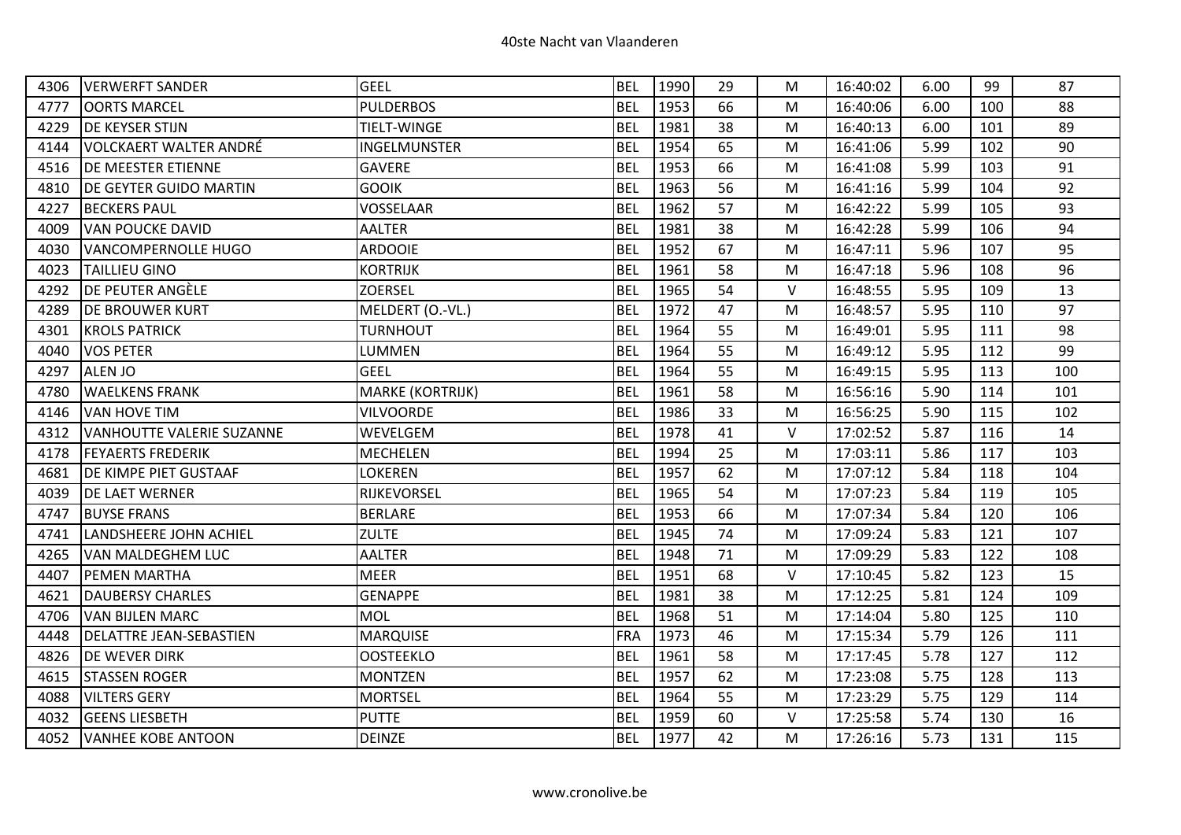| 4306 | VERWERFT SANDER | GEEL | BEL | 1990 | 29 | M | 16:40:02 | 6.00 | 99 | 87 |
|---|---|---|---|---|---|---|---|---|---|---|
| 4777 | OORTS MARCEL | PULDERBOS | BEL | 1953 | 66 | M | 16:40:06 | 6.00 | 100 | 88 |
| 4229 | DE KEYSER STIJN | TIELT-WINGE | BEL | 1981 | 38 | M | 16:40:13 | 6.00 | 101 | 89 |
| 4144 | VOLCKAERT WALTER ANDRÉ | INGELMUNSTER | BEL | 1954 | 65 | M | 16:41:06 | 5.99 | 102 | 90 |
| 4516 | DE MEESTER ETIENNE | GAVERE | BEL | 1953 | 66 | M | 16:41:08 | 5.99 | 103 | 91 |
| 4810 | DE GEYTER GUIDO MARTIN | GOOIK | BEL | 1963 | 56 | M | 16:41:16 | 5.99 | 104 | 92 |
| 4227 | BECKERS PAUL | VOSSELAAR | BEL | 1962 | 57 | M | 16:42:22 | 5.99 | 105 | 93 |
| 4009 | VAN POUCKE DAVID | AALTER | BEL | 1981 | 38 | M | 16:42:28 | 5.99 | 106 | 94 |
| 4030 | VANCOMPERNOLLE HUGO | ARDOOIE | BEL | 1952 | 67 | M | 16:47:11 | 5.96 | 107 | 95 |
| 4023 | TAILLIEU GINO | KORTRIJK | BEL | 1961 | 58 | M | 16:47:18 | 5.96 | 108 | 96 |
| 4292 | DE PEUTER ANGÈLE | ZOERSEL | BEL | 1965 | 54 | V | 16:48:55 | 5.95 | 109 | 13 |
| 4289 | DE BROUWER KURT | MELDERT (O.-VL.) | BEL | 1972 | 47 | M | 16:48:57 | 5.95 | 110 | 97 |
| 4301 | KROLS PATRICK | TURNHOUT | BEL | 1964 | 55 | M | 16:49:01 | 5.95 | 111 | 98 |
| 4040 | VOS PETER | LUMMEN | BEL | 1964 | 55 | M | 16:49:12 | 5.95 | 112 | 99 |
| 4297 | ALEN JO | GEEL | BEL | 1964 | 55 | M | 16:49:15 | 5.95 | 113 | 100 |
| 4780 | WAELKENS FRANK | MARKE (KORTRIJK) | BEL | 1961 | 58 | M | 16:56:16 | 5.90 | 114 | 101 |
| 4146 | VAN HOVE TIM | VILVOORDE | BEL | 1986 | 33 | M | 16:56:25 | 5.90 | 115 | 102 |
| 4312 | VANHOUTTE VALERIE SUZANNE | WEVELGEM | BEL | 1978 | 41 | V | 17:02:52 | 5.87 | 116 | 14 |
| 4178 | FEYAERTS FREDERIK | MECHELEN | BEL | 1994 | 25 | M | 17:03:11 | 5.86 | 117 | 103 |
| 4681 | DE KIMPE PIET GUSTAAF | LOKEREN | BEL | 1957 | 62 | M | 17:07:12 | 5.84 | 118 | 104 |
| 4039 | DE LAET WERNER | RIJKEVORSEL | BEL | 1965 | 54 | M | 17:07:23 | 5.84 | 119 | 105 |
| 4747 | BUYSE FRANS | BERLARE | BEL | 1953 | 66 | M | 17:07:34 | 5.84 | 120 | 106 |
| 4741 | LANDSHEERE JOHN ACHIEL | ZULTE | BEL | 1945 | 74 | M | 17:09:24 | 5.83 | 121 | 107 |
| 4265 | VAN MALDEGHEM LUC | AALTER | BEL | 1948 | 71 | M | 17:09:29 | 5.83 | 122 | 108 |
| 4407 | PEMEN MARTHA | MEER | BEL | 1951 | 68 | V | 17:10:45 | 5.82 | 123 | 15 |
| 4621 | DAUBERSY CHARLES | GENAPPE | BEL | 1981 | 38 | M | 17:12:25 | 5.81 | 124 | 109 |
| 4706 | VAN BIJLEN MARC | MOL | BEL | 1968 | 51 | M | 17:14:04 | 5.80 | 125 | 110 |
| 4448 | DELATTRE JEAN-SEBASTIEN | MARQUISE | FRA | 1973 | 46 | M | 17:15:34 | 5.79 | 126 | 111 |
| 4826 | DE WEVER DIRK | OOSTEEKLO | BEL | 1961 | 58 | M | 17:17:45 | 5.78 | 127 | 112 |
| 4615 | STASSEN ROGER | MONTZEN | BEL | 1957 | 62 | M | 17:23:08 | 5.75 | 128 | 113 |
| 4088 | VILTERS GERY | MORTSEL | BEL | 1964 | 55 | M | 17:23:29 | 5.75 | 129 | 114 |
| 4032 | GEENS LIESBETH | PUTTE | BEL | 1959 | 60 | V | 17:25:58 | 5.74 | 130 | 16 |
| 4052 | VANHEE KOBE ANTOON | DEINZE | BEL | 1977 | 42 | M | 17:26:16 | 5.73 | 131 | 115 |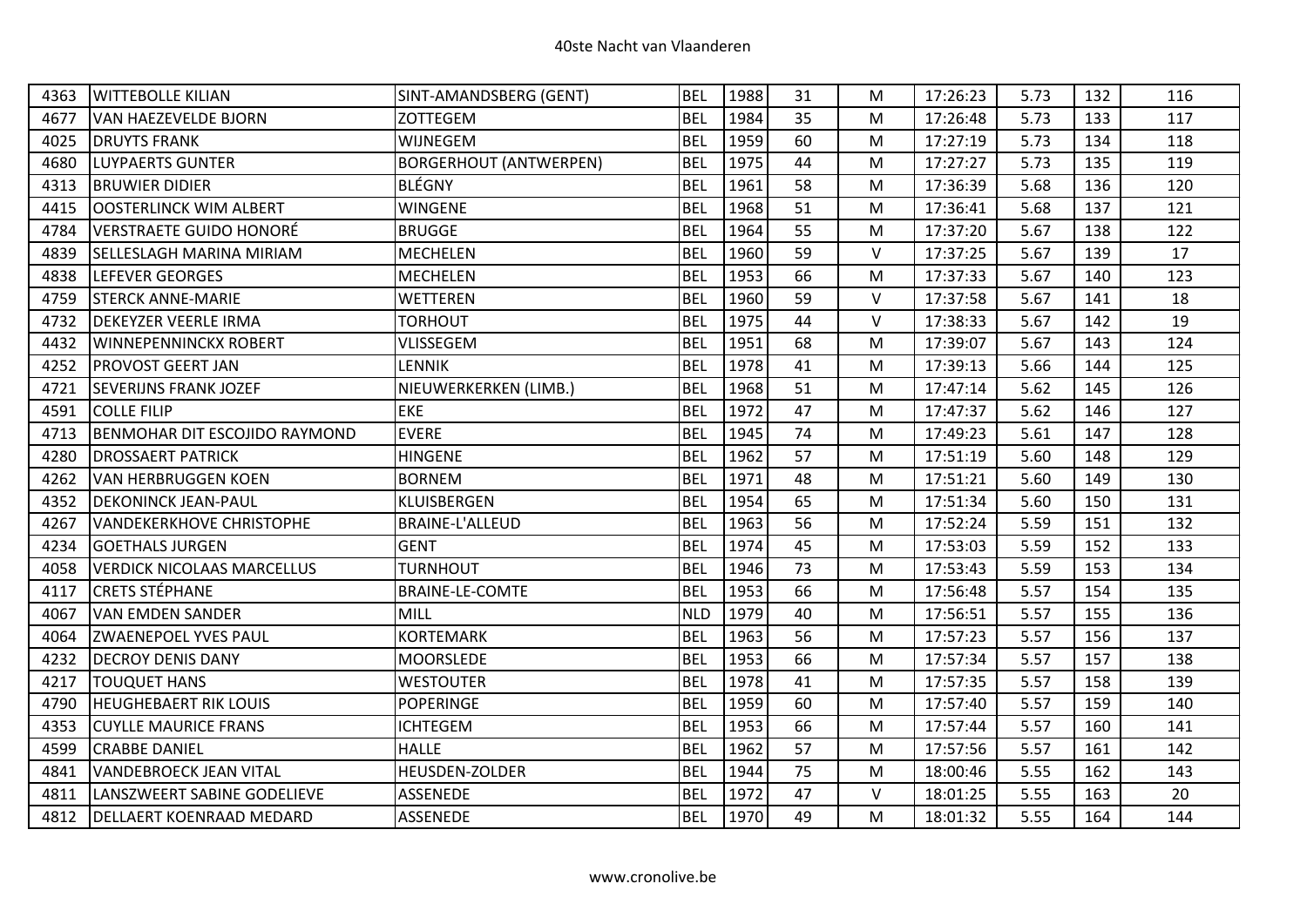| 4363 | WITTEBOLLE KILIAN | SINT-AMANDSBERG (GENT) | BEL | 1988 | 31 | M | 17:26:23 | 5.73 | 132 | 116 |
|---|---|---|---|---|---|---|---|---|---|---|
| 4677 | VAN HAEZEVELDE BJORN | ZOTTEGEM | BEL | 1984 | 35 | M | 17:26:48 | 5.73 | 133 | 117 |
| 4025 | DRUYTS FRANK | WIJNEGEM | BEL | 1959 | 60 | M | 17:27:19 | 5.73 | 134 | 118 |
| 4680 | LUYPAERTS GUNTER | BORGERHOUT (ANTWERPEN) | BEL | 1975 | 44 | M | 17:27:27 | 5.73 | 135 | 119 |
| 4313 | BRUWIER DIDIER | BLÉGNY | BEL | 1961 | 58 | M | 17:36:39 | 5.68 | 136 | 120 |
| 4415 | OOSTERLINCK WIM ALBERT | WINGENE | BEL | 1968 | 51 | M | 17:36:41 | 5.68 | 137 | 121 |
| 4784 | VERSTRAETE GUIDO HONORÉ | BRUGGE | BEL | 1964 | 55 | M | 17:37:20 | 5.67 | 138 | 122 |
| 4839 | SELLESLAGH MARINA MIRIAM | MECHELEN | BEL | 1960 | 59 | V | 17:37:25 | 5.67 | 139 | 17 |
| 4838 | LEFEVER GEORGES | MECHELEN | BEL | 1953 | 66 | M | 17:37:33 | 5.67 | 140 | 123 |
| 4759 | STERCK ANNE-MARIE | WETTEREN | BEL | 1960 | 59 | V | 17:37:58 | 5.67 | 141 | 18 |
| 4732 | DEKEYZER VEERLE IRMA | TORHOUT | BEL | 1975 | 44 | V | 17:38:33 | 5.67 | 142 | 19 |
| 4432 | WINNEPENNINCKX ROBERT | VLISSEGEM | BEL | 1951 | 68 | M | 17:39:07 | 5.67 | 143 | 124 |
| 4252 | PROVOST GEERT JAN | LENNIK | BEL | 1978 | 41 | M | 17:39:13 | 5.66 | 144 | 125 |
| 4721 | SEVERIJNS FRANK JOZEF | NIEUWERKERKEN (LIMB.) | BEL | 1968 | 51 | M | 17:47:14 | 5.62 | 145 | 126 |
| 4591 | COLLE FILIP | EKE | BEL | 1972 | 47 | M | 17:47:37 | 5.62 | 146 | 127 |
| 4713 | BENMOHAR DIT ESCOJIDO RAYMOND | EVERE | BEL | 1945 | 74 | M | 17:49:23 | 5.61 | 147 | 128 |
| 4280 | DROSSAERT PATRICK | HINGENE | BEL | 1962 | 57 | M | 17:51:19 | 5.60 | 148 | 129 |
| 4262 | VAN HERBRUGGEN KOEN | BORNEM | BEL | 1971 | 48 | M | 17:51:21 | 5.60 | 149 | 130 |
| 4352 | DEKONINCK JEAN-PAUL | KLUISBERGEN | BEL | 1954 | 65 | M | 17:51:34 | 5.60 | 150 | 131 |
| 4267 | VANDEKERKHOVE CHRISTOPHE | BRAINE-L'ALLEUD | BEL | 1963 | 56 | M | 17:52:24 | 5.59 | 151 | 132 |
| 4234 | GOETHALS JURGEN | GENT | BEL | 1974 | 45 | M | 17:53:03 | 5.59 | 152 | 133 |
| 4058 | VERDICK NICOLAAS MARCELLUS | TURNHOUT | BEL | 1946 | 73 | M | 17:53:43 | 5.59 | 153 | 134 |
| 4117 | CRETS STÉPHANE | BRAINE-LE-COMTE | BEL | 1953 | 66 | M | 17:56:48 | 5.57 | 154 | 135 |
| 4067 | VAN EMDEN SANDER | MILL | NLD | 1979 | 40 | M | 17:56:51 | 5.57 | 155 | 136 |
| 4064 | ZWAENEPOEL YVES PAUL | KORTEMARK | BEL | 1963 | 56 | M | 17:57:23 | 5.57 | 156 | 137 |
| 4232 | DECROY DENIS DANY | MOORSLEDE | BEL | 1953 | 66 | M | 17:57:34 | 5.57 | 157 | 138 |
| 4217 | TOUQUET HANS | WESTOUTER | BEL | 1978 | 41 | M | 17:57:35 | 5.57 | 158 | 139 |
| 4790 | HEUGHEBAERT RIK LOUIS | POPERINGE | BEL | 1959 | 60 | M | 17:57:40 | 5.57 | 159 | 140 |
| 4353 | CUYLLE MAURICE FRANS | ICHTEGEM | BEL | 1953 | 66 | M | 17:57:44 | 5.57 | 160 | 141 |
| 4599 | CRABBE DANIEL | HALLE | BEL | 1962 | 57 | M | 17:57:56 | 5.57 | 161 | 142 |
| 4841 | VANDEBROECK JEAN VITAL | HEUSDEN-ZOLDER | BEL | 1944 | 75 | M | 18:00:46 | 5.55 | 162 | 143 |
| 4811 | LANSZWEERT SABINE GODELIEVE | ASSENEDE | BEL | 1972 | 47 | V | 18:01:25 | 5.55 | 163 | 20 |
| 4812 | DELLAERT KOENRAAD MEDARD | ASSENEDE | BEL | 1970 | 49 | M | 18:01:32 | 5.55 | 164 | 144 |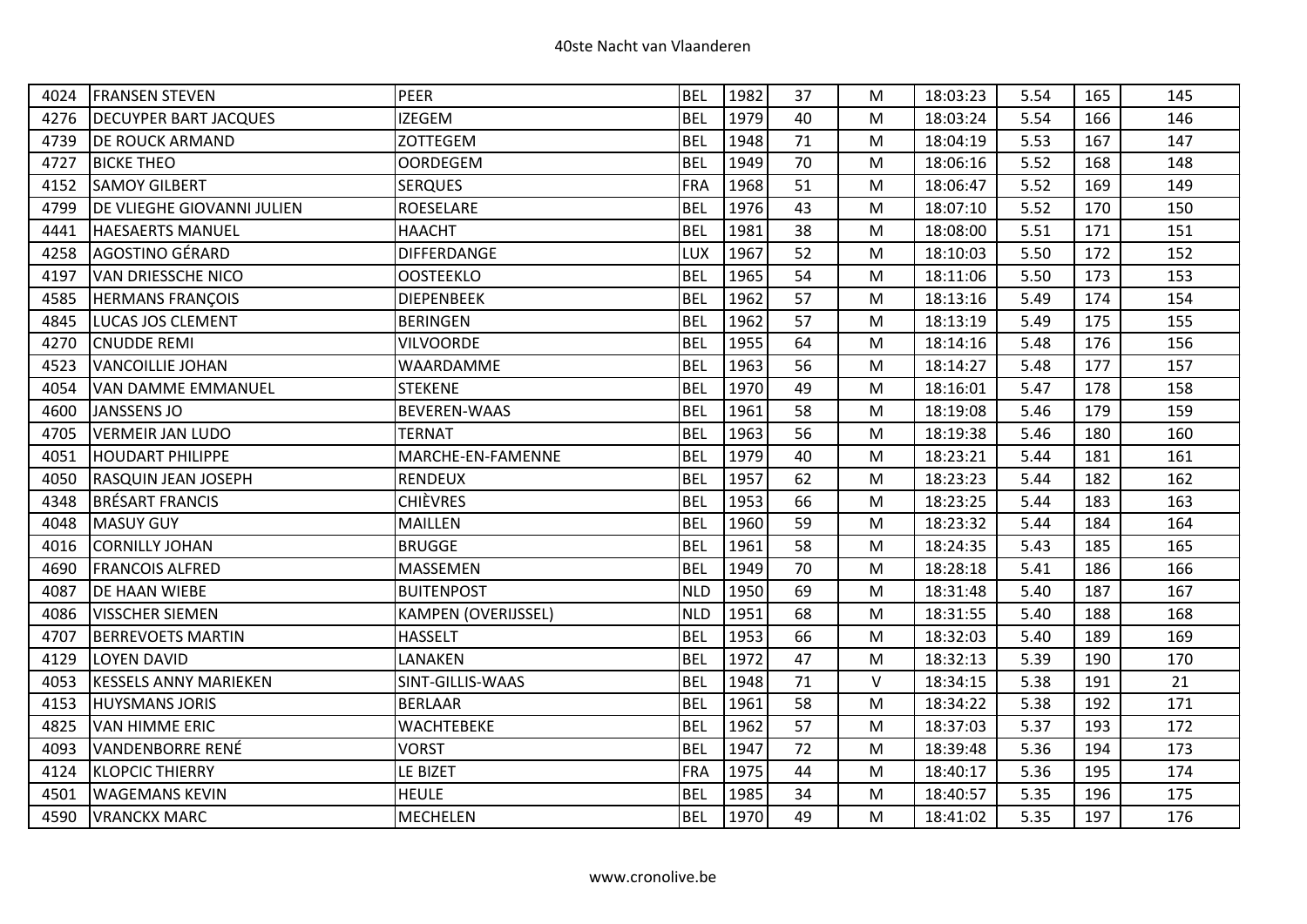| | | | | | | | | | | |
|---|---|---|---|---|---|---|---|---|---|---|
| 4024 | FRANSEN STEVEN | PEER | BEL | 1982 | 37 | M | 18:03:23 | 5.54 | 165 | 145 |
| 4276 | DECUYPER BART JACQUES | IZEGEM | BEL | 1979 | 40 | M | 18:03:24 | 5.54 | 166 | 146 |
| 4739 | DE ROUCK ARMAND | ZOTTEGEM | BEL | 1948 | 71 | M | 18:04:19 | 5.53 | 167 | 147 |
| 4727 | BICKE THEO | OORDEGEM | BEL | 1949 | 70 | M | 18:06:16 | 5.52 | 168 | 148 |
| 4152 | SAMOY GILBERT | SERQUES | FRA | 1968 | 51 | M | 18:06:47 | 5.52 | 169 | 149 |
| 4799 | DE VLIEGHE GIOVANNI JULIEN | ROESELARE | BEL | 1976 | 43 | M | 18:07:10 | 5.52 | 170 | 150 |
| 4441 | HAESAERTS MANUEL | HAACHT | BEL | 1981 | 38 | M | 18:08:00 | 5.51 | 171 | 151 |
| 4258 | AGOSTINO GÉRARD | DIFFERDANGE | LUX | 1967 | 52 | M | 18:10:03 | 5.50 | 172 | 152 |
| 4197 | VAN DRIESSCHE NICO | OOSTEEKLO | BEL | 1965 | 54 | M | 18:11:06 | 5.50 | 173 | 153 |
| 4585 | HERMANS FRANÇOIS | DIEPENBEEK | BEL | 1962 | 57 | M | 18:13:16 | 5.49 | 174 | 154 |
| 4845 | LUCAS JOS CLEMENT | BERINGEN | BEL | 1962 | 57 | M | 18:13:19 | 5.49 | 175 | 155 |
| 4270 | CNUDDE REMI | VILVOORDE | BEL | 1955 | 64 | M | 18:14:16 | 5.48 | 176 | 156 |
| 4523 | VANCOILLIE JOHAN | WAARDAMME | BEL | 1963 | 56 | M | 18:14:27 | 5.48 | 177 | 157 |
| 4054 | VAN DAMME EMMANUEL | STEKENE | BEL | 1970 | 49 | M | 18:16:01 | 5.47 | 178 | 158 |
| 4600 | JANSSENS JO | BEVEREN-WAAS | BEL | 1961 | 58 | M | 18:19:08 | 5.46 | 179 | 159 |
| 4705 | VERMEIR JAN LUDO | TERNAT | BEL | 1963 | 56 | M | 18:19:38 | 5.46 | 180 | 160 |
| 4051 | HOUDART PHILIPPE | MARCHE-EN-FAMENNE | BEL | 1979 | 40 | M | 18:23:21 | 5.44 | 181 | 161 |
| 4050 | RASQUIN JEAN JOSEPH | RENDEUX | BEL | 1957 | 62 | M | 18:23:23 | 5.44 | 182 | 162 |
| 4348 | BRÉSART FRANCIS | CHIÈVRES | BEL | 1953 | 66 | M | 18:23:25 | 5.44 | 183 | 163 |
| 4048 | MASUY GUY | MAILLEN | BEL | 1960 | 59 | M | 18:23:32 | 5.44 | 184 | 164 |
| 4016 | CORNILLY JOHAN | BRUGGE | BEL | 1961 | 58 | M | 18:24:35 | 5.43 | 185 | 165 |
| 4690 | FRANCOIS ALFRED | MASSEMEN | BEL | 1949 | 70 | M | 18:28:18 | 5.41 | 186 | 166 |
| 4087 | DE HAAN WIEBE | BUITENPOST | NLD | 1950 | 69 | M | 18:31:48 | 5.40 | 187 | 167 |
| 4086 | VISSCHER SIEMEN | KAMPEN (OVERIJSSEL) | NLD | 1951 | 68 | M | 18:31:55 | 5.40 | 188 | 168 |
| 4707 | BERREVOETS MARTIN | HASSELT | BEL | 1953 | 66 | M | 18:32:03 | 5.40 | 189 | 169 |
| 4129 | LOYEN DAVID | LANAKEN | BEL | 1972 | 47 | M | 18:32:13 | 5.39 | 190 | 170 |
| 4053 | KESSELS ANNY MARIEKEN | SINT-GILLIS-WAAS | BEL | 1948 | 71 | V | 18:34:15 | 5.38 | 191 | 21 |
| 4153 | HUYSMANS JORIS | BERLAAR | BEL | 1961 | 58 | M | 18:34:22 | 5.38 | 192 | 171 |
| 4825 | VAN HIMME ERIC | WACHTEBEKE | BEL | 1962 | 57 | M | 18:37:03 | 5.37 | 193 | 172 |
| 4093 | VANDENBORRE RENÉ | VORST | BEL | 1947 | 72 | M | 18:39:48 | 5.36 | 194 | 173 |
| 4124 | KLOPCIC THIERRY | LE BIZET | FRA | 1975 | 44 | M | 18:40:17 | 5.36 | 195 | 174 |
| 4501 | WAGEMANS KEVIN | HEULE | BEL | 1985 | 34 | M | 18:40:57 | 5.35 | 196 | 175 |
| 4590 | VRANCKX MARC | MECHELEN | BEL | 1970 | 49 | M | 18:41:02 | 5.35 | 197 | 176 |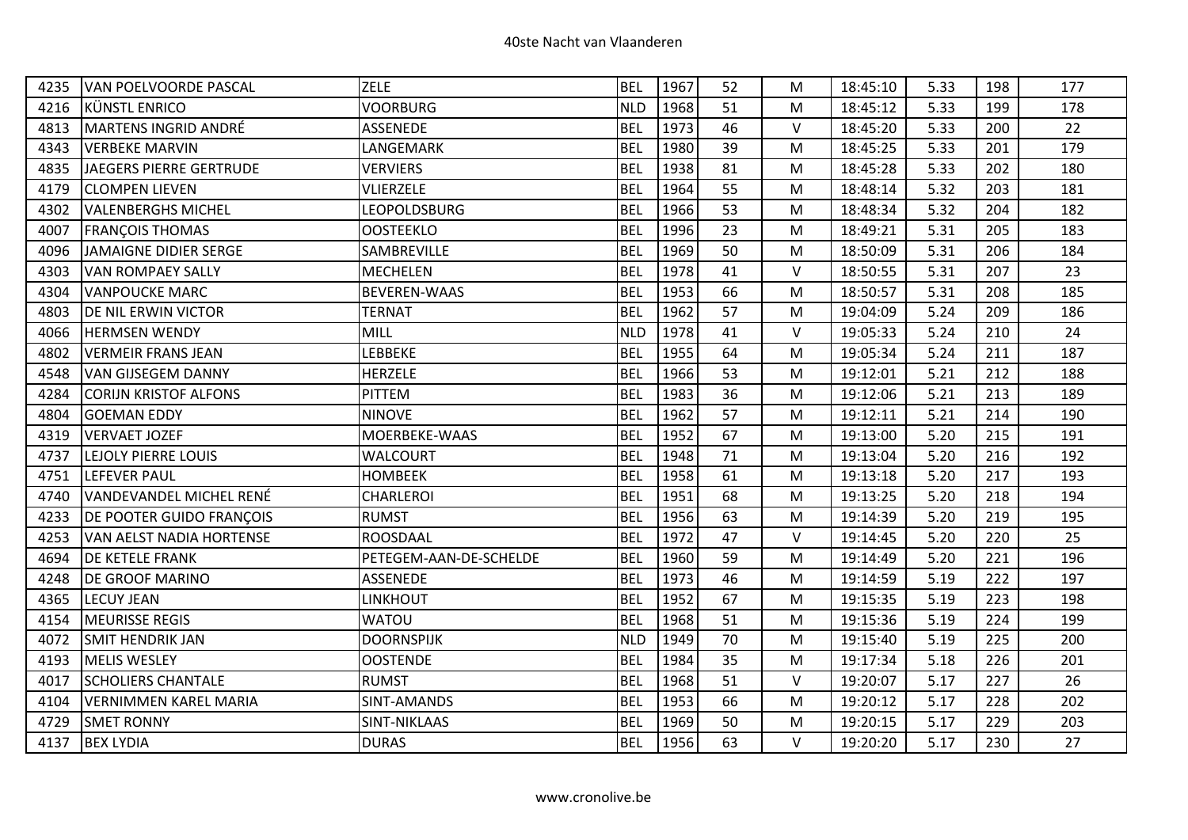| 4235 | VAN POELVOORDE PASCAL | ZELE | BEL | 1967 | 52 | M | 18:45:10 | 5.33 | 198 | 177 |
|---|---|---|---|---|---|---|---|---|---|---|
| 4216 | KÜNSTL ENRICO | VOORBURG | NLD | 1968 | 51 | M | 18:45:12 | 5.33 | 199 | 178 |
| 4813 | MARTENS INGRID ANDRÉ | ASSENEDE | BEL | 1973 | 46 | V | 18:45:20 | 5.33 | 200 | 22 |
| 4343 | VERBEKE MARVIN | LANGEMARK | BEL | 1980 | 39 | M | 18:45:25 | 5.33 | 201 | 179 |
| 4835 | JAEGERS PIERRE GERTRUDE | VERVIERS | BEL | 1938 | 81 | M | 18:45:28 | 5.33 | 202 | 180 |
| 4179 | CLOMPEN LIEVEN | VLIERZELE | BEL | 1964 | 55 | M | 18:48:14 | 5.32 | 203 | 181 |
| 4302 | VALENBERGHS MICHEL | LEOPOLDSBURG | BEL | 1966 | 53 | M | 18:48:34 | 5.32 | 204 | 182 |
| 4007 | FRANÇOIS THOMAS | OOSTEEKLO | BEL | 1996 | 23 | M | 18:49:21 | 5.31 | 205 | 183 |
| 4096 | JAMAIGNE DIDIER SERGE | SAMBREVILLE | BEL | 1969 | 50 | M | 18:50:09 | 5.31 | 206 | 184 |
| 4303 | VAN ROMPAEY SALLY | MECHELEN | BEL | 1978 | 41 | V | 18:50:55 | 5.31 | 207 | 23 |
| 4304 | VANPOUCKE MARC | BEVEREN-WAAS | BEL | 1953 | 66 | M | 18:50:57 | 5.31 | 208 | 185 |
| 4803 | DE NIL ERWIN VICTOR | TERNAT | BEL | 1962 | 57 | M | 19:04:09 | 5.24 | 209 | 186 |
| 4066 | HERMSEN WENDY | MILL | NLD | 1978 | 41 | V | 19:05:33 | 5.24 | 210 | 24 |
| 4802 | VERMEIR FRANS JEAN | LEBBEKE | BEL | 1955 | 64 | M | 19:05:34 | 5.24 | 211 | 187 |
| 4548 | VAN GIJSEGEM DANNY | HERZELE | BEL | 1966 | 53 | M | 19:12:01 | 5.21 | 212 | 188 |
| 4284 | CORIJN KRISTOF ALFONS | PITTEM | BEL | 1983 | 36 | M | 19:12:06 | 5.21 | 213 | 189 |
| 4804 | GOEMAN EDDY | NINOVE | BEL | 1962 | 57 | M | 19:12:11 | 5.21 | 214 | 190 |
| 4319 | VERVAET JOZEF | MOERBEKE-WAAS | BEL | 1952 | 67 | M | 19:13:00 | 5.20 | 215 | 191 |
| 4737 | LEJOLY PIERRE LOUIS | WALCOURT | BEL | 1948 | 71 | M | 19:13:04 | 5.20 | 216 | 192 |
| 4751 | LEFEVER PAUL | HOMBEEK | BEL | 1958 | 61 | M | 19:13:18 | 5.20 | 217 | 193 |
| 4740 | VANDEVANDEL MICHEL RENÉ | CHARLEROI | BEL | 1951 | 68 | M | 19:13:25 | 5.20 | 218 | 194 |
| 4233 | DE POOTER GUIDO FRANÇOIS | RUMST | BEL | 1956 | 63 | M | 19:14:39 | 5.20 | 219 | 195 |
| 4253 | VAN AELST NADIA HORTENSE | ROOSDAAL | BEL | 1972 | 47 | V | 19:14:45 | 5.20 | 220 | 25 |
| 4694 | DE KETELE FRANK | PETEGEM-AAN-DE-SCHELDE | BEL | 1960 | 59 | M | 19:14:49 | 5.20 | 221 | 196 |
| 4248 | DE GROOF MARINO | ASSENEDE | BEL | 1973 | 46 | M | 19:14:59 | 5.19 | 222 | 197 |
| 4365 | LECUY JEAN | LINKHOUT | BEL | 1952 | 67 | M | 19:15:35 | 5.19 | 223 | 198 |
| 4154 | MEURISSE REGIS | WATOU | BEL | 1968 | 51 | M | 19:15:36 | 5.19 | 224 | 199 |
| 4072 | SMIT HENDRIK JAN | DOORNSPIJK | NLD | 1949 | 70 | M | 19:15:40 | 5.19 | 225 | 200 |
| 4193 | MELIS WESLEY | OOSTENDE | BEL | 1984 | 35 | M | 19:17:34 | 5.18 | 226 | 201 |
| 4017 | SCHOLIERS CHANTALE | RUMST | BEL | 1968 | 51 | V | 19:20:07 | 5.17 | 227 | 26 |
| 4104 | VERNIMMEN KAREL MARIA | SINT-AMANDS | BEL | 1953 | 66 | M | 19:20:12 | 5.17 | 228 | 202 |
| 4729 | SMET RONNY | SINT-NIKLAAS | BEL | 1969 | 50 | M | 19:20:15 | 5.17 | 229 | 203 |
| 4137 | BEX LYDIA | DURAS | BEL | 1956 | 63 | V | 19:20:20 | 5.17 | 230 | 27 |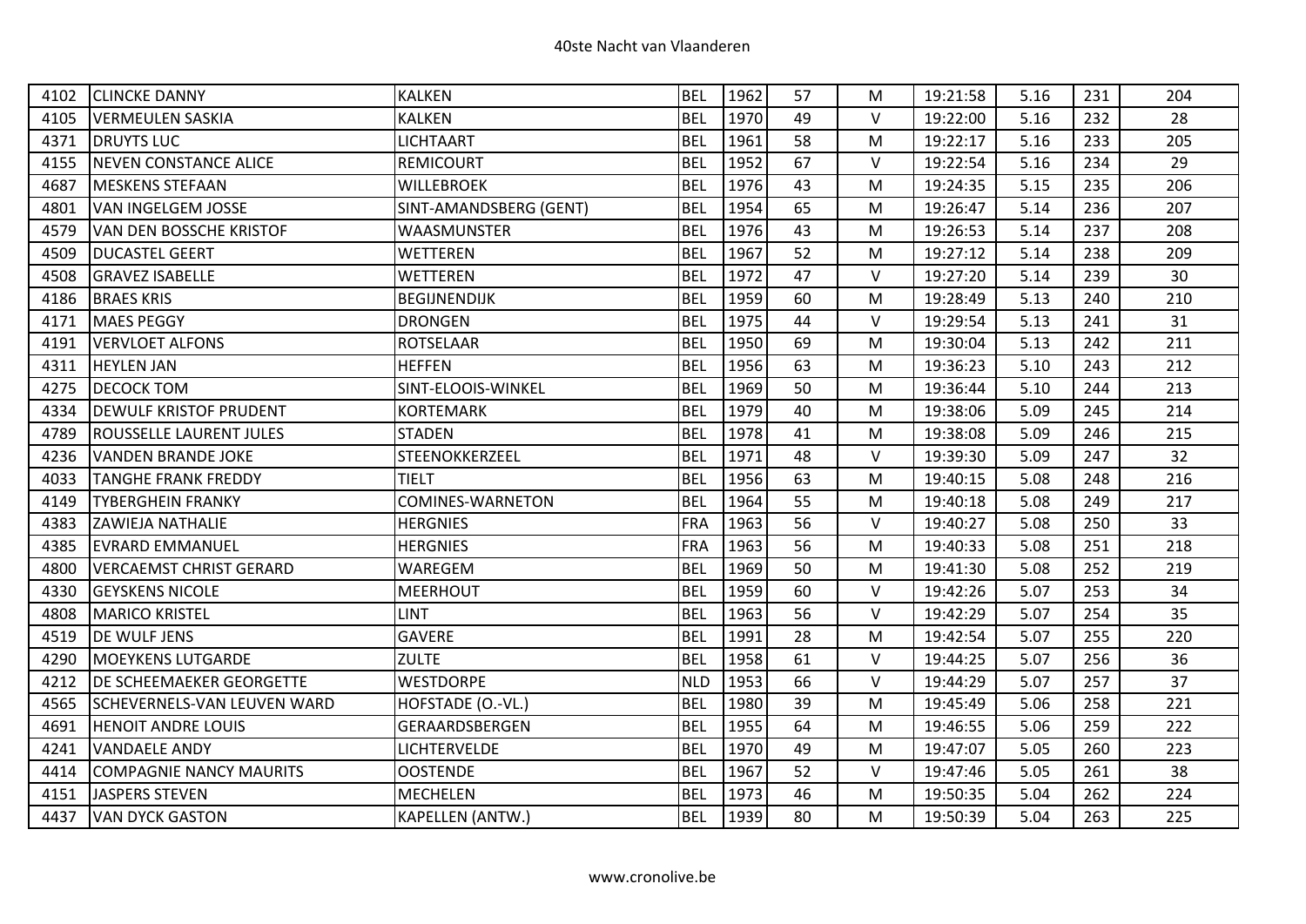| 4102 | CLINCKE DANNY | KALKEN | BEL | 1962 | 57 | M | 19:21:58 | 5.16 | 231 | 204 |
|---|---|---|---|---|---|---|---|---|---|---|
| 4105 | VERMEULEN SASKIA | KALKEN | BEL | 1970 | 49 | V | 19:22:00 | 5.16 | 232 | 28 |
| 4371 | DRUYTS LUC | LICHTAART | BEL | 1961 | 58 | M | 19:22:17 | 5.16 | 233 | 205 |
| 4155 | NEVEN CONSTANCE ALICE | REMICOURT | BEL | 1952 | 67 | V | 19:22:54 | 5.16 | 234 | 29 |
| 4687 | MESKENS STEFAAN | WILLEBROEK | BEL | 1976 | 43 | M | 19:24:35 | 5.15 | 235 | 206 |
| 4801 | VAN INGELGEM JOSSE | SINT-AMANDSBERG (GENT) | BEL | 1954 | 65 | M | 19:26:47 | 5.14 | 236 | 207 |
| 4579 | VAN DEN BOSSCHE KRISTOF | WAASMUNSTER | BEL | 1976 | 43 | M | 19:26:53 | 5.14 | 237 | 208 |
| 4509 | DUCASTEL GEERT | WETTEREN | BEL | 1967 | 52 | M | 19:27:12 | 5.14 | 238 | 209 |
| 4508 | GRAVEZ ISABELLE | WETTEREN | BEL | 1972 | 47 | V | 19:27:20 | 5.14 | 239 | 30 |
| 4186 | BRAES KRIS | BEGIJNENDIJK | BEL | 1959 | 60 | M | 19:28:49 | 5.13 | 240 | 210 |
| 4171 | MAES PEGGY | DRONGEN | BEL | 1975 | 44 | V | 19:29:54 | 5.13 | 241 | 31 |
| 4191 | VERVLOET ALFONS | ROTSELAAR | BEL | 1950 | 69 | M | 19:30:04 | 5.13 | 242 | 211 |
| 4311 | HEYLEN JAN | HEFFEN | BEL | 1956 | 63 | M | 19:36:23 | 5.10 | 243 | 212 |
| 4275 | DECOCK TOM | SINT-ELOOIS-WINKEL | BEL | 1969 | 50 | M | 19:36:44 | 5.10 | 244 | 213 |
| 4334 | DEWULF KRISTOF PRUDENT | KORTEMARK | BEL | 1979 | 40 | M | 19:38:06 | 5.09 | 245 | 214 |
| 4789 | ROUSSELLE LAURENT JULES | STADEN | BEL | 1978 | 41 | M | 19:38:08 | 5.09 | 246 | 215 |
| 4236 | VANDEN BRANDE JOKE | STEENOKKERZEEL | BEL | 1971 | 48 | V | 19:39:30 | 5.09 | 247 | 32 |
| 4033 | TANGHE FRANK FREDDY | TIELT | BEL | 1956 | 63 | M | 19:40:15 | 5.08 | 248 | 216 |
| 4149 | TYBERGHEIN FRANKY | COMINES-WARNETON | BEL | 1964 | 55 | M | 19:40:18 | 5.08 | 249 | 217 |
| 4383 | ZAWIEJA NATHALIE | HERGNIES | FRA | 1963 | 56 | V | 19:40:27 | 5.08 | 250 | 33 |
| 4385 | EVRARD EMMANUEL | HERGNIES | FRA | 1963 | 56 | M | 19:40:33 | 5.08 | 251 | 218 |
| 4800 | VERCAEMST CHRIST GERARD | WAREGEM | BEL | 1969 | 50 | M | 19:41:30 | 5.08 | 252 | 219 |
| 4330 | GEYSKENS NICOLE | MEERHOUT | BEL | 1959 | 60 | V | 19:42:26 | 5.07 | 253 | 34 |
| 4808 | MARICO KRISTEL | LINT | BEL | 1963 | 56 | V | 19:42:29 | 5.07 | 254 | 35 |
| 4519 | DE WULF JENS | GAVERE | BEL | 1991 | 28 | M | 19:42:54 | 5.07 | 255 | 220 |
| 4290 | MOEYKENS LUTGARDE | ZULTE | BEL | 1958 | 61 | V | 19:44:25 | 5.07 | 256 | 36 |
| 4212 | DE SCHEEMAEKER GEORGETTE | WESTDORPE | NLD | 1953 | 66 | V | 19:44:29 | 5.07 | 257 | 37 |
| 4565 | SCHEVERNELS-VAN LEUVEN WARD | HOFSTADE (O.-VL.) | BEL | 1980 | 39 | M | 19:45:49 | 5.06 | 258 | 221 |
| 4691 | HENOIT ANDRE LOUIS | GERAARDSBERGEN | BEL | 1955 | 64 | M | 19:46:55 | 5.06 | 259 | 222 |
| 4241 | VANDAELE ANDY | LICHTERVELDE | BEL | 1970 | 49 | M | 19:47:07 | 5.05 | 260 | 223 |
| 4414 | COMPAGNIE NANCY MAURITS | OOSTENDE | BEL | 1967 | 52 | V | 19:47:46 | 5.05 | 261 | 38 |
| 4151 | JASPERS STEVEN | MECHELEN | BEL | 1973 | 46 | M | 19:50:35 | 5.04 | 262 | 224 |
| 4437 | VAN DYCK GASTON | KAPELLEN (ANTW.) | BEL | 1939 | 80 | M | 19:50:39 | 5.04 | 263 | 225 |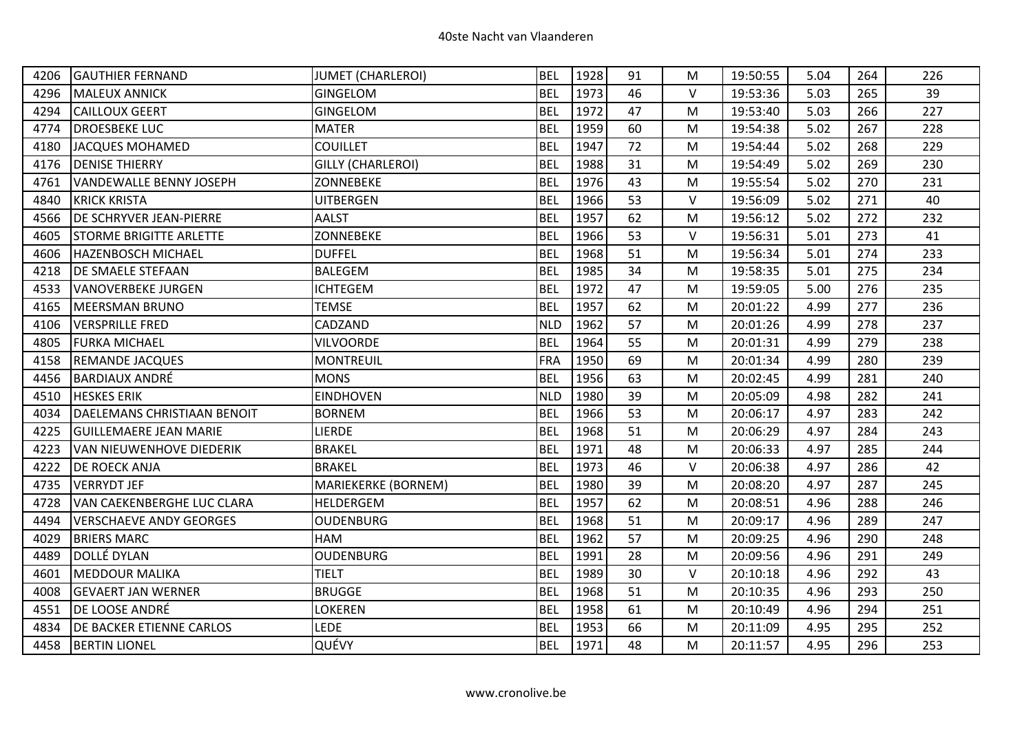| 4206 | GAUTHIER FERNAND | JUMET (CHARLEROI) | BEL | 1928 | 91 | M | 19:50:55 | 5.04 | 264 | 226 |
|---|---|---|---|---|---|---|---|---|---|---|
| 4296 | MALEUX ANNICK | GINGELOM | BEL | 1973 | 46 | V | 19:53:36 | 5.03 | 265 | 39 |
| 4294 | CAILLOUX GEERT | GINGELOM | BEL | 1972 | 47 | M | 19:53:40 | 5.03 | 266 | 227 |
| 4774 | DROESBEKE LUC | MATER | BEL | 1959 | 60 | M | 19:54:38 | 5.02 | 267 | 228 |
| 4180 | JACQUES MOHAMED | COUILLET | BEL | 1947 | 72 | M | 19:54:44 | 5.02 | 268 | 229 |
| 4176 | DENISE THIERRY | GILLY (CHARLEROI) | BEL | 1988 | 31 | M | 19:54:49 | 5.02 | 269 | 230 |
| 4761 | VANDEWALLE BENNY JOSEPH | ZONNEBEKE | BEL | 1976 | 43 | M | 19:55:54 | 5.02 | 270 | 231 |
| 4840 | KRICK KRISTA | UITBERGEN | BEL | 1966 | 53 | V | 19:56:09 | 5.02 | 271 | 40 |
| 4566 | DE SCHRYVER JEAN-PIERRE | AALST | BEL | 1957 | 62 | M | 19:56:12 | 5.02 | 272 | 232 |
| 4605 | STORME BRIGITTE ARLETTE | ZONNEBEKE | BEL | 1966 | 53 | V | 19:56:31 | 5.01 | 273 | 41 |
| 4606 | HAZENBOSCH MICHAEL | DUFFEL | BEL | 1968 | 51 | M | 19:56:34 | 5.01 | 274 | 233 |
| 4218 | DE SMAELE STEFAAN | BALEGEM | BEL | 1985 | 34 | M | 19:58:35 | 5.01 | 275 | 234 |
| 4533 | VANOVERBEKE JURGEN | ICHTEGEM | BEL | 1972 | 47 | M | 19:59:05 | 5.00 | 276 | 235 |
| 4165 | MEERSMAN BRUNO | TEMSE | BEL | 1957 | 62 | M | 20:01:22 | 4.99 | 277 | 236 |
| 4106 | VERSPRILLE FRED | CADZAND | NLD | 1962 | 57 | M | 20:01:26 | 4.99 | 278 | 237 |
| 4805 | FURKA MICHAEL | VILVOORDE | BEL | 1964 | 55 | M | 20:01:31 | 4.99 | 279 | 238 |
| 4158 | REMANDE JACQUES | MONTREUIL | FRA | 1950 | 69 | M | 20:01:34 | 4.99 | 280 | 239 |
| 4456 | BARDIAUX ANDRÉ | MONS | BEL | 1956 | 63 | M | 20:02:45 | 4.99 | 281 | 240 |
| 4510 | HESKES ERIK | EINDHOVEN | NLD | 1980 | 39 | M | 20:05:09 | 4.98 | 282 | 241 |
| 4034 | DAELEMANS CHRISTIAAN BENOIT | BORNEM | BEL | 1966 | 53 | M | 20:06:17 | 4.97 | 283 | 242 |
| 4225 | GUILLEMAERE JEAN MARIE | LIERDE | BEL | 1968 | 51 | M | 20:06:29 | 4.97 | 284 | 243 |
| 4223 | VAN NIEUWENHOVE DIEDERIK | BRAKEL | BEL | 1971 | 48 | M | 20:06:33 | 4.97 | 285 | 244 |
| 4222 | DE ROECK ANJA | BRAKEL | BEL | 1973 | 46 | V | 20:06:38 | 4.97 | 286 | 42 |
| 4735 | VERRYDT JEF | MARIEKERKE (BORNEM) | BEL | 1980 | 39 | M | 20:08:20 | 4.97 | 287 | 245 |
| 4728 | VAN CAEKENBERGHE LUC CLARA | HELDERGEM | BEL | 1957 | 62 | M | 20:08:51 | 4.96 | 288 | 246 |
| 4494 | VERSCHAEVE ANDY GEORGES | OUDENBURG | BEL | 1968 | 51 | M | 20:09:17 | 4.96 | 289 | 247 |
| 4029 | BRIERS MARC | HAM | BEL | 1962 | 57 | M | 20:09:25 | 4.96 | 290 | 248 |
| 4489 | DOLLÉ DYLAN | OUDENBURG | BEL | 1991 | 28 | M | 20:09:56 | 4.96 | 291 | 249 |
| 4601 | MEDDOUR MALIKA | TIELT | BEL | 1989 | 30 | V | 20:10:18 | 4.96 | 292 | 43 |
| 4008 | GEVAERT JAN WERNER | BRUGGE | BEL | 1968 | 51 | M | 20:10:35 | 4.96 | 293 | 250 |
| 4551 | DE LOOSE ANDRÉ | LOKEREN | BEL | 1958 | 61 | M | 20:10:49 | 4.96 | 294 | 251 |
| 4834 | DE BACKER ETIENNE CARLOS | LEDE | BEL | 1953 | 66 | M | 20:11:09 | 4.95 | 295 | 252 |
| 4458 | BERTIN LIONEL | QUÉVY | BEL | 1971 | 48 | M | 20:11:57 | 4.95 | 296 | 253 |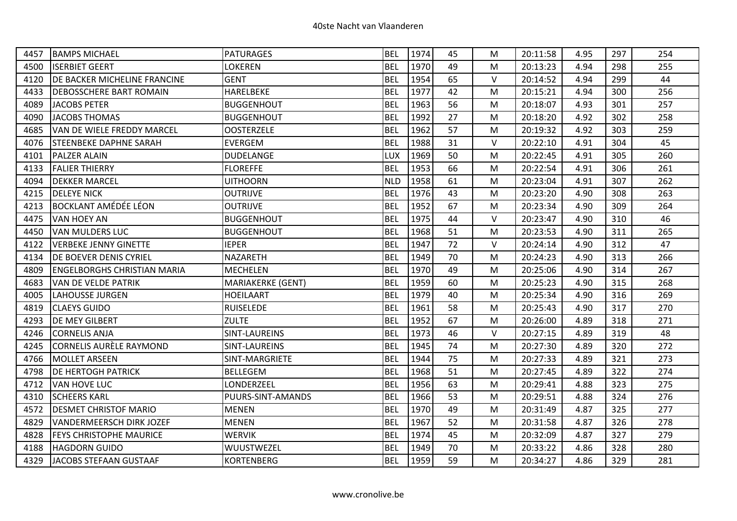# 40ste Nacht van Vlaanderen

| | | | | | | | | | | |
|---|---|---|---|---|---|---|---|---|---|---|
| 4457 | BAMPS MICHAEL | PATURAGES | BEL | 1974 | 45 | M | 20:11:58 | 4.95 | 297 | 254 |
| 4500 | ISERBIET GEERT | LOKEREN | BEL | 1970 | 49 | M | 20:13:23 | 4.94 | 298 | 255 |
| 4120 | DE BACKER MICHELINE FRANCINE | GENT | BEL | 1954 | 65 | V | 20:14:52 | 4.94 | 299 | 44 |
| 4433 | DEBOSSCHERE BART ROMAIN | HARELBEKE | BEL | 1977 | 42 | M | 20:15:21 | 4.94 | 300 | 256 |
| 4089 | JACOBS PETER | BUGGENHOUT | BEL | 1963 | 56 | M | 20:18:07 | 4.93 | 301 | 257 |
| 4090 | JACOBS THOMAS | BUGGENHOUT | BEL | 1992 | 27 | M | 20:18:20 | 4.92 | 302 | 258 |
| 4685 | VAN DE WIELE FREDDY MARCEL | OOSTERZELE | BEL | 1962 | 57 | M | 20:19:32 | 4.92 | 303 | 259 |
| 4076 | STEENBEKE DAPHNE SARAH | EVERGEM | BEL | 1988 | 31 | V | 20:22:10 | 4.91 | 304 | 45 |
| 4101 | PALZER ALAIN | DUDELANGE | LUX | 1969 | 50 | M | 20:22:45 | 4.91 | 305 | 260 |
| 4133 | FALIER THIERRY | FLOREFFE | BEL | 1953 | 66 | M | 20:22:54 | 4.91 | 306 | 261 |
| 4094 | DEKKER MARCEL | UITHOORN | NLD | 1958 | 61 | M | 20:23:04 | 4.91 | 307 | 262 |
| 4215 | DELEYE NICK | OUTRIJVE | BEL | 1976 | 43 | M | 20:23:20 | 4.90 | 308 | 263 |
| 4213 | BOCKLANT AMÉDÉE LÉON | OUTRIJVE | BEL | 1952 | 67 | M | 20:23:34 | 4.90 | 309 | 264 |
| 4475 | VAN HOEY AN | BUGGENHOUT | BEL | 1975 | 44 | V | 20:23:47 | 4.90 | 310 | 46 |
| 4450 | VAN MULDERS LUC | BUGGENHOUT | BEL | 1968 | 51 | M | 20:23:53 | 4.90 | 311 | 265 |
| 4122 | VERBEKE JENNY GINETTE | IEPER | BEL | 1947 | 72 | V | 20:24:14 | 4.90 | 312 | 47 |
| 4134 | DE BOEVER DENIS CYRIEL | NAZARETH | BEL | 1949 | 70 | M | 20:24:23 | 4.90 | 313 | 266 |
| 4809 | ENGELBORGHS CHRISTIAN MARIA | MECHELEN | BEL | 1970 | 49 | M | 20:25:06 | 4.90 | 314 | 267 |
| 4683 | VAN DE VELDE PATRIK | MARIAKERKE (GENT) | BEL | 1959 | 60 | M | 20:25:23 | 4.90 | 315 | 268 |
| 4005 | LAHOUSSE JURGEN | HOEILAART | BEL | 1979 | 40 | M | 20:25:34 | 4.90 | 316 | 269 |
| 4819 | CLAEYS GUIDO | RUISELEDE | BEL | 1961 | 58 | M | 20:25:43 | 4.90 | 317 | 270 |
| 4293 | DE MEY GILBERT | ZULTE | BEL | 1952 | 67 | M | 20:26:00 | 4.89 | 318 | 271 |
| 4246 | CORNELIS ANJA | SINT-LAUREINS | BEL | 1973 | 46 | V | 20:27:15 | 4.89 | 319 | 48 |
| 4245 | CORNELIS AURÈLE RAYMOND | SINT-LAUREINS | BEL | 1945 | 74 | M | 20:27:30 | 4.89 | 320 | 272 |
| 4766 | MOLLET ARSEEN | SINT-MARGRIETE | BEL | 1944 | 75 | M | 20:27:33 | 4.89 | 321 | 273 |
| 4798 | DE HERTOGH PATRICK | BELLEGEM | BEL | 1968 | 51 | M | 20:27:45 | 4.89 | 322 | 274 |
| 4712 | VAN HOVE LUC | LONDERZEEL | BEL | 1956 | 63 | M | 20:29:41 | 4.88 | 323 | 275 |
| 4310 | SCHEERS KARL | PUURS-SINT-AMANDS | BEL | 1966 | 53 | M | 20:29:51 | 4.88 | 324 | 276 |
| 4572 | DESMET CHRISTOF MARIO | MENEN | BEL | 1970 | 49 | M | 20:31:49 | 4.87 | 325 | 277 |
| 4829 | VANDERMEERSCH DIRK JOZEF | MENEN | BEL | 1967 | 52 | M | 20:31:58 | 4.87 | 326 | 278 |
| 4828 | FEYS CHRISTOPHE MAURICE | WERVIK | BEL | 1974 | 45 | M | 20:32:09 | 4.87 | 327 | 279 |
| 4188 | HAGDORN GUIDO | WUUSTWEZEL | BEL | 1949 | 70 | M | 20:33:22 | 4.86 | 328 | 280 |
| 4329 | JACOBS STEFAAN GUSTAAF | KORTENBERG | BEL | 1959 | 59 | M | 20:34:27 | 4.86 | 329 | 281 |

www.cronolive.be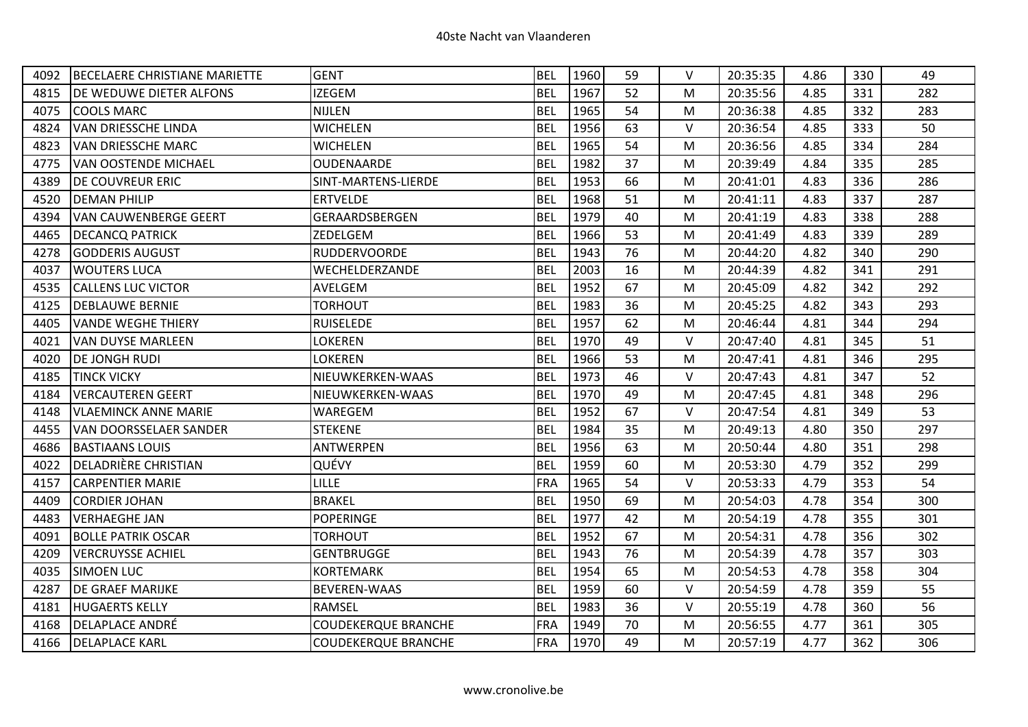| 4092 | BECELAERE CHRISTIANE MARIETTE | GENT | BEL | 1960 | 59 | V | 20:35:35 | 4.86 | 330 | 49 |
|---|---|---|---|---|---|---|---|---|---|---|
| 4815 | DE WEDUWE DIETER ALFONS | IZEGEM | BEL | 1967 | 52 | M | 20:35:56 | 4.85 | 331 | 282 |
| 4075 | COOLS MARC | NIJLEN | BEL | 1965 | 54 | M | 20:36:38 | 4.85 | 332 | 283 |
| 4824 | VAN DRIESSCHE LINDA | WICHELEN | BEL | 1956 | 63 | V | 20:36:54 | 4.85 | 333 | 50 |
| 4823 | VAN DRIESSCHE MARC | WICHELEN | BEL | 1965 | 54 | M | 20:36:56 | 4.85 | 334 | 284 |
| 4775 | VAN OOSTENDE MICHAEL | OUDENAARDE | BEL | 1982 | 37 | M | 20:39:49 | 4.84 | 335 | 285 |
| 4389 | DE COUVREUR ERIC | SINT-MARTENS-LIERDE | BEL | 1953 | 66 | M | 20:41:01 | 4.83 | 336 | 286 |
| 4520 | DEMAN PHILIP | ERTVELDE | BEL | 1968 | 51 | M | 20:41:11 | 4.83 | 337 | 287 |
| 4394 | VAN CAUWENBERGE GEERT | GERAARDSBERGEN | BEL | 1979 | 40 | M | 20:41:19 | 4.83 | 338 | 288 |
| 4465 | DECANCQ PATRICK | ZEDELGEM | BEL | 1966 | 53 | M | 20:41:49 | 4.83 | 339 | 289 |
| 4278 | GODDERIS AUGUST | RUDDERVOORDE | BEL | 1943 | 76 | M | 20:44:20 | 4.82 | 340 | 290 |
| 4037 | WOUTERS LUCA | WECHELDERZANDE | BEL | 2003 | 16 | M | 20:44:39 | 4.82 | 341 | 291 |
| 4535 | CALLENS LUC VICTOR | AVELGEM | BEL | 1952 | 67 | M | 20:45:09 | 4.82 | 342 | 292 |
| 4125 | DEBLAUWE BERNIE | TORHOUT | BEL | 1983 | 36 | M | 20:45:25 | 4.82 | 343 | 293 |
| 4405 | VANDE WEGHE THIERY | RUISELEDE | BEL | 1957 | 62 | M | 20:46:44 | 4.81 | 344 | 294 |
| 4021 | VAN DUYSE MARLEEN | LOKEREN | BEL | 1970 | 49 | V | 20:47:40 | 4.81 | 345 | 51 |
| 4020 | DE JONGH RUDI | LOKEREN | BEL | 1966 | 53 | M | 20:47:41 | 4.81 | 346 | 295 |
| 4185 | TINCK VICKY | NIEUWKERKEN-WAAS | BEL | 1973 | 46 | V | 20:47:43 | 4.81 | 347 | 52 |
| 4184 | VERCAUTEREN GEERT | NIEUWKERKEN-WAAS | BEL | 1970 | 49 | M | 20:47:45 | 4.81 | 348 | 296 |
| 4148 | VLAEMINCK ANNE MARIE | WAREGEM | BEL | 1952 | 67 | V | 20:47:54 | 4.81 | 349 | 53 |
| 4455 | VAN DOORSSELAER SANDER | STEKENE | BEL | 1984 | 35 | M | 20:49:13 | 4.80 | 350 | 297 |
| 4686 | BASTIAANS LOUIS | ANTWERPEN | BEL | 1956 | 63 | M | 20:50:44 | 4.80 | 351 | 298 |
| 4022 | DELADRIÈRE CHRISTIAN | QUÉVY | BEL | 1959 | 60 | M | 20:53:30 | 4.79 | 352 | 299 |
| 4157 | CARPENTIER MARIE | LILLE | FRA | 1965 | 54 | V | 20:53:33 | 4.79 | 353 | 54 |
| 4409 | CORDIER JOHAN | BRAKEL | BEL | 1950 | 69 | M | 20:54:03 | 4.78 | 354 | 300 |
| 4483 | VERHAEGHE JAN | POPERINGE | BEL | 1977 | 42 | M | 20:54:19 | 4.78 | 355 | 301 |
| 4091 | BOLLE PATRIK OSCAR | TORHOUT | BEL | 1952 | 67 | M | 20:54:31 | 4.78 | 356 | 302 |
| 4209 | VERCRUYSSE ACHIEL | GENTBRUGGE | BEL | 1943 | 76 | M | 20:54:39 | 4.78 | 357 | 303 |
| 4035 | SIMOEN LUC | KORTEMARK | BEL | 1954 | 65 | M | 20:54:53 | 4.78 | 358 | 304 |
| 4287 | DE GRAEF MARIJKE | BEVEREN-WAAS | BEL | 1959 | 60 | V | 20:54:59 | 4.78 | 359 | 55 |
| 4181 | HUGAERTS KELLY | RAMSEL | BEL | 1983 | 36 | V | 20:55:19 | 4.78 | 360 | 56 |
| 4168 | DELAPLACE ANDRÉ | COUDEKERQUE BRANCHE | FRA | 1949 | 70 | M | 20:56:55 | 4.77 | 361 | 305 |
| 4166 | DELAPLACE KARL | COUDEKERQUE BRANCHE | FRA | 1970 | 49 | M | 20:57:19 | 4.77 | 362 | 306 |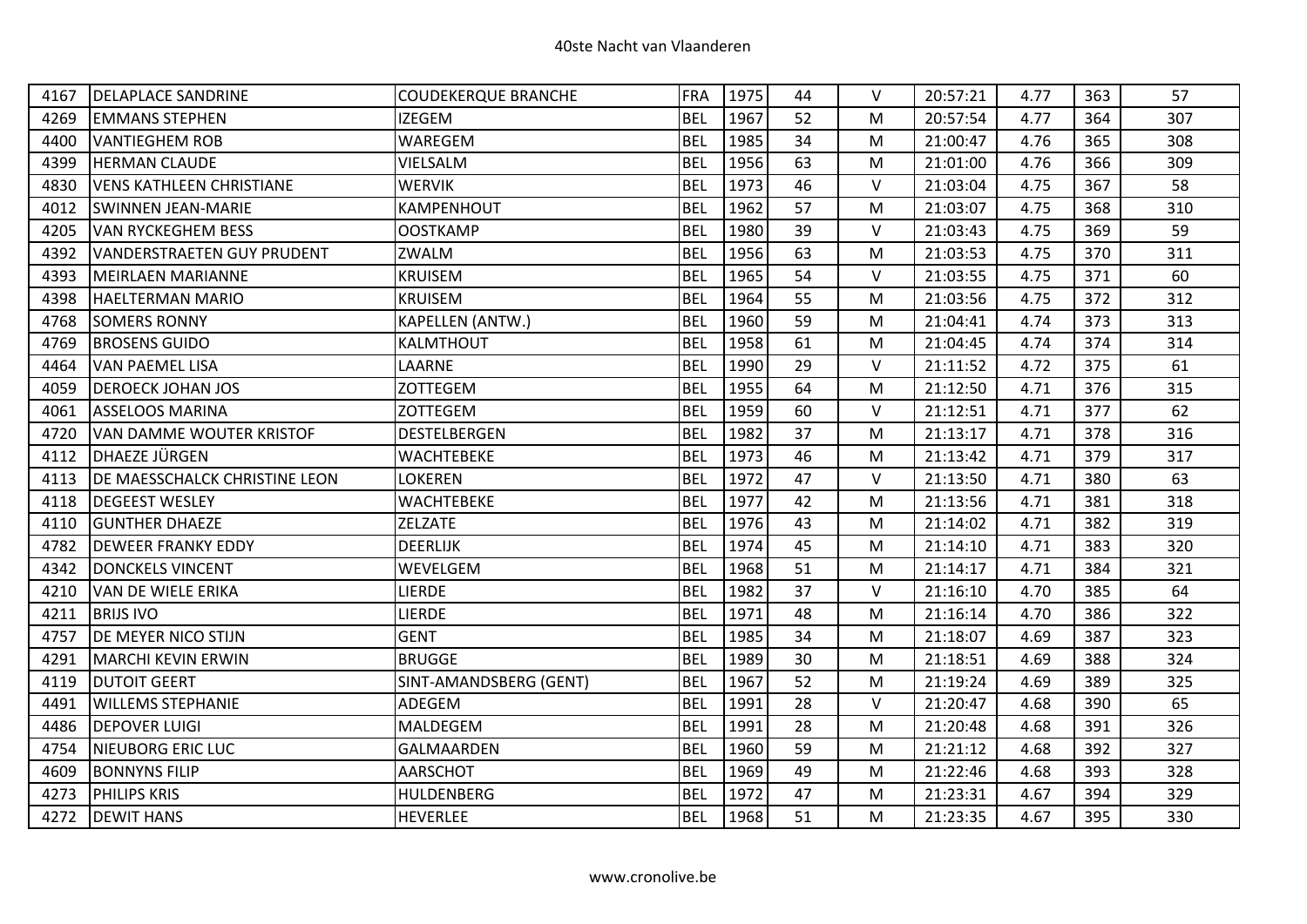| 4167 | DELAPLACE SANDRINE | COUDEKERQUE BRANCHE | FRA | 1975 | 44 | V | 20:57:21 | 4.77 | 363 | 57 |
|---|---|---|---|---|---|---|---|---|---|---|
| 4269 | EMMANS STEPHEN | IZEGEM | BEL | 1967 | 52 | M | 20:57:54 | 4.77 | 364 | 307 |
| 4400 | VANTIEGHEM ROB | WAREGEM | BEL | 1985 | 34 | M | 21:00:47 | 4.76 | 365 | 308 |
| 4399 | HERMAN CLAUDE | VIELSALM | BEL | 1956 | 63 | M | 21:01:00 | 4.76 | 366 | 309 |
| 4830 | VENS KATHLEEN CHRISTIANE | WERVIK | BEL | 1973 | 46 | V | 21:03:04 | 4.75 | 367 | 58 |
| 4012 | SWINNEN JEAN-MARIE | KAMPENHOUT | BEL | 1962 | 57 | M | 21:03:07 | 4.75 | 368 | 310 |
| 4205 | VAN RYCKEGHEM BESS | OOSTKAMP | BEL | 1980 | 39 | V | 21:03:43 | 4.75 | 369 | 59 |
| 4392 | VANDERSTRAETEN GUY PRUDENT | ZWALM | BEL | 1956 | 63 | M | 21:03:53 | 4.75 | 370 | 311 |
| 4393 | MEIRLAEN MARIANNE | KRUISEM | BEL | 1965 | 54 | V | 21:03:55 | 4.75 | 371 | 60 |
| 4398 | HAELTERMAN MARIO | KRUISEM | BEL | 1964 | 55 | M | 21:03:56 | 4.75 | 372 | 312 |
| 4768 | SOMERS RONNY | KAPELLEN (ANTW.) | BEL | 1960 | 59 | M | 21:04:41 | 4.74 | 373 | 313 |
| 4769 | BROSENS GUIDO | KALMTHOUT | BEL | 1958 | 61 | M | 21:04:45 | 4.74 | 374 | 314 |
| 4464 | VAN PAEMEL LISA | LAARNE | BEL | 1990 | 29 | V | 21:11:52 | 4.72 | 375 | 61 |
| 4059 | DEROECK JOHAN JOS | ZOTTEGEM | BEL | 1955 | 64 | M | 21:12:50 | 4.71 | 376 | 315 |
| 4061 | ASSELOOS MARINA | ZOTTEGEM | BEL | 1959 | 60 | V | 21:12:51 | 4.71 | 377 | 62 |
| 4720 | VAN DAMME WOUTER KRISTOF | DESTELBERGEN | BEL | 1982 | 37 | M | 21:13:17 | 4.71 | 378 | 316 |
| 4112 | DHAEZE JÜRGEN | WACHTEBEKE | BEL | 1973 | 46 | M | 21:13:42 | 4.71 | 379 | 317 |
| 4113 | DE MAESSCHALCK CHRISTINE LEON | LOKEREN | BEL | 1972 | 47 | V | 21:13:50 | 4.71 | 380 | 63 |
| 4118 | DEGEEST WESLEY | WACHTEBEKE | BEL | 1977 | 42 | M | 21:13:56 | 4.71 | 381 | 318 |
| 4110 | GUNTHER DHAEZE | ZELZATE | BEL | 1976 | 43 | M | 21:14:02 | 4.71 | 382 | 319 |
| 4782 | DEWEER FRANKY EDDY | DEERLIJK | BEL | 1974 | 45 | M | 21:14:10 | 4.71 | 383 | 320 |
| 4342 | DONCKELS VINCENT | WEVELGEM | BEL | 1968 | 51 | M | 21:14:17 | 4.71 | 384 | 321 |
| 4210 | VAN DE WIELE ERIKA | LIERDE | BEL | 1982 | 37 | V | 21:16:10 | 4.70 | 385 | 64 |
| 4211 | BRIJS IVO | LIERDE | BEL | 1971 | 48 | M | 21:16:14 | 4.70 | 386 | 322 |
| 4757 | DE MEYER NICO STIJN | GENT | BEL | 1985 | 34 | M | 21:18:07 | 4.69 | 387 | 323 |
| 4291 | MARCHI KEVIN ERWIN | BRUGGE | BEL | 1989 | 30 | M | 21:18:51 | 4.69 | 388 | 324 |
| 4119 | DUTOIT GEERT | SINT-AMANDSBERG (GENT) | BEL | 1967 | 52 | M | 21:19:24 | 4.69 | 389 | 325 |
| 4491 | WILLEMS STEPHANIE | ADEGEM | BEL | 1991 | 28 | V | 21:20:47 | 4.68 | 390 | 65 |
| 4486 | DEPOVER LUIGI | MALDEGEM | BEL | 1991 | 28 | M | 21:20:48 | 4.68 | 391 | 326 |
| 4754 | NIEUBORG ERIC LUC | GALMAARDEN | BEL | 1960 | 59 | M | 21:21:12 | 4.68 | 392 | 327 |
| 4609 | BONNYNS FILIP | AARSCHOT | BEL | 1969 | 49 | M | 21:22:46 | 4.68 | 393 | 328 |
| 4273 | PHILIPS KRIS | HULDENBERG | BEL | 1972 | 47 | M | 21:23:31 | 4.67 | 394 | 329 |
| 4272 | DEWIT HANS | HEVERLEE | BEL | 1968 | 51 | M | 21:23:35 | 4.67 | 395 | 330 |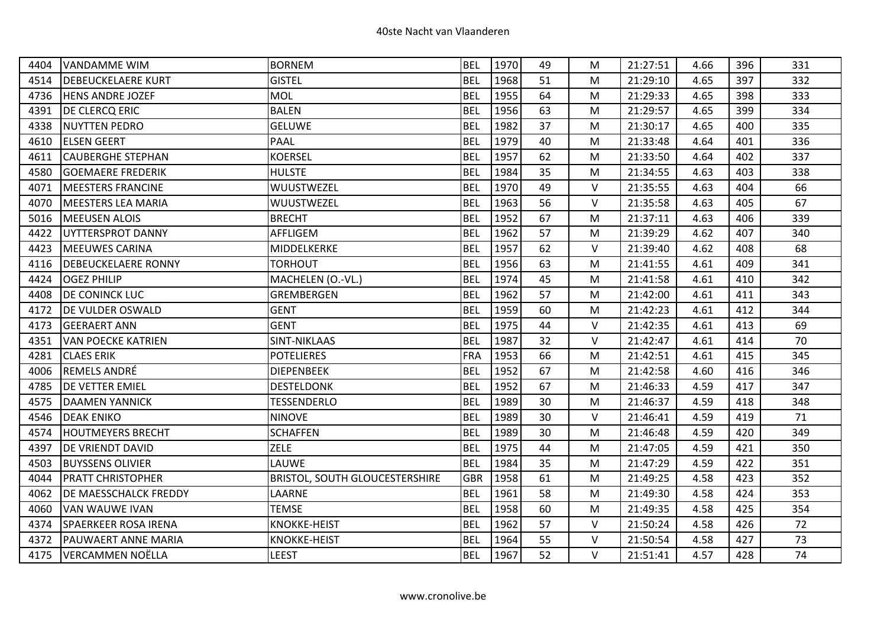| | | | | | | | | | | |
|---|---|---|---|---|---|---|---|---|---|---|
| 4404 | VANDAMME WIM | BORNEM | BEL | 1970 | 49 | M | 21:27:51 | 4.66 | 396 | 331 |
| 4514 | DEBEUCKELAERE KURT | GISTEL | BEL | 1968 | 51 | M | 21:29:10 | 4.65 | 397 | 332 |
| 4736 | HENS ANDRE JOZEF | MOL | BEL | 1955 | 64 | M | 21:29:33 | 4.65 | 398 | 333 |
| 4391 | DE CLERCQ ERIC | BALEN | BEL | 1956 | 63 | M | 21:29:57 | 4.65 | 399 | 334 |
| 4338 | NUYTTEN PEDRO | GELUWE | BEL | 1982 | 37 | M | 21:30:17 | 4.65 | 400 | 335 |
| 4610 | ELSEN GEERT | PAAL | BEL | 1979 | 40 | M | 21:33:48 | 4.64 | 401 | 336 |
| 4611 | CAUBERGHE STEPHAN | KOERSEL | BEL | 1957 | 62 | M | 21:33:50 | 4.64 | 402 | 337 |
| 4580 | GOEMAERE FREDERIK | HULSTE | BEL | 1984 | 35 | M | 21:34:55 | 4.63 | 403 | 338 |
| 4071 | MEESTERS FRANCINE | WUUSTWEZEL | BEL | 1970 | 49 | V | 21:35:55 | 4.63 | 404 | 66 |
| 4070 | MEESTERS LEA MARIA | WUUSTWEZEL | BEL | 1963 | 56 | V | 21:35:58 | 4.63 | 405 | 67 |
| 5016 | MEEUSEN ALOIS | BRECHT | BEL | 1952 | 67 | M | 21:37:11 | 4.63 | 406 | 339 |
| 4422 | UYTTERSPROT DANNY | AFFLIGEM | BEL | 1962 | 57 | M | 21:39:29 | 4.62 | 407 | 340 |
| 4423 | MEEUWES CARINA | MIDDELKERKE | BEL | 1957 | 62 | V | 21:39:40 | 4.62 | 408 | 68 |
| 4116 | DEBEUCKELAERE RONNY | TORHOUT | BEL | 1956 | 63 | M | 21:41:55 | 4.61 | 409 | 341 |
| 4424 | OGEZ PHILIP | MACHELEN (O.-VL.) | BEL | 1974 | 45 | M | 21:41:58 | 4.61 | 410 | 342 |
| 4408 | DE CONINCK LUC | GREMBERGEN | BEL | 1962 | 57 | M | 21:42:00 | 4.61 | 411 | 343 |
| 4172 | DE VULDER OSWALD | GENT | BEL | 1959 | 60 | M | 21:42:23 | 4.61 | 412 | 344 |
| 4173 | GEERAERT ANN | GENT | BEL | 1975 | 44 | V | 21:42:35 | 4.61 | 413 | 69 |
| 4351 | VAN POECKE KATRIEN | SINT-NIKLAAS | BEL | 1987 | 32 | V | 21:42:47 | 4.61 | 414 | 70 |
| 4281 | CLAES ERIK | POTELIERES | FRA | 1953 | 66 | M | 21:42:51 | 4.61 | 415 | 345 |
| 4006 | REMELS ANDRÉ | DIEPENBEEK | BEL | 1952 | 67 | M | 21:42:58 | 4.60 | 416 | 346 |
| 4785 | DE VETTER EMIEL | DESTELDONK | BEL | 1952 | 67 | M | 21:46:33 | 4.59 | 417 | 347 |
| 4575 | DAAMEN YANNICK | TESSENDERLO | BEL | 1989 | 30 | M | 21:46:37 | 4.59 | 418 | 348 |
| 4546 | DEAK ENIKO | NINOVE | BEL | 1989 | 30 | V | 21:46:41 | 4.59 | 419 | 71 |
| 4574 | HOUTMEYERS BRECHT | SCHAFFEN | BEL | 1989 | 30 | M | 21:46:48 | 4.59 | 420 | 349 |
| 4397 | DE VRIENDT DAVID | ZELE | BEL | 1975 | 44 | M | 21:47:05 | 4.59 | 421 | 350 |
| 4503 | BUYSSENS OLIVIER | LAUWE | BEL | 1984 | 35 | M | 21:47:29 | 4.59 | 422 | 351 |
| 4044 | PRATT CHRISTOPHER | BRISTOL, SOUTH GLOUCESTERSHIRE | GBR | 1958 | 61 | M | 21:49:25 | 4.58 | 423 | 352 |
| 4062 | DE MAESSCHALCK FREDDY | LAARNE | BEL | 1961 | 58 | M | 21:49:30 | 4.58 | 424 | 353 |
| 4060 | VAN WAUWE IVAN | TEMSE | BEL | 1958 | 60 | M | 21:49:35 | 4.58 | 425 | 354 |
| 4374 | SPAERKEER ROSA IRENA | KNOKKE-HEIST | BEL | 1962 | 57 | V | 21:50:24 | 4.58 | 426 | 72 |
| 4372 | PAUWAERT ANNE MARIA | KNOKKE-HEIST | BEL | 1964 | 55 | V | 21:50:54 | 4.58 | 427 | 73 |
| 4175 | VERCAMMEN NOËLLA | LEEST | BEL | 1967 | 52 | V | 21:51:41 | 4.57 | 428 | 74 |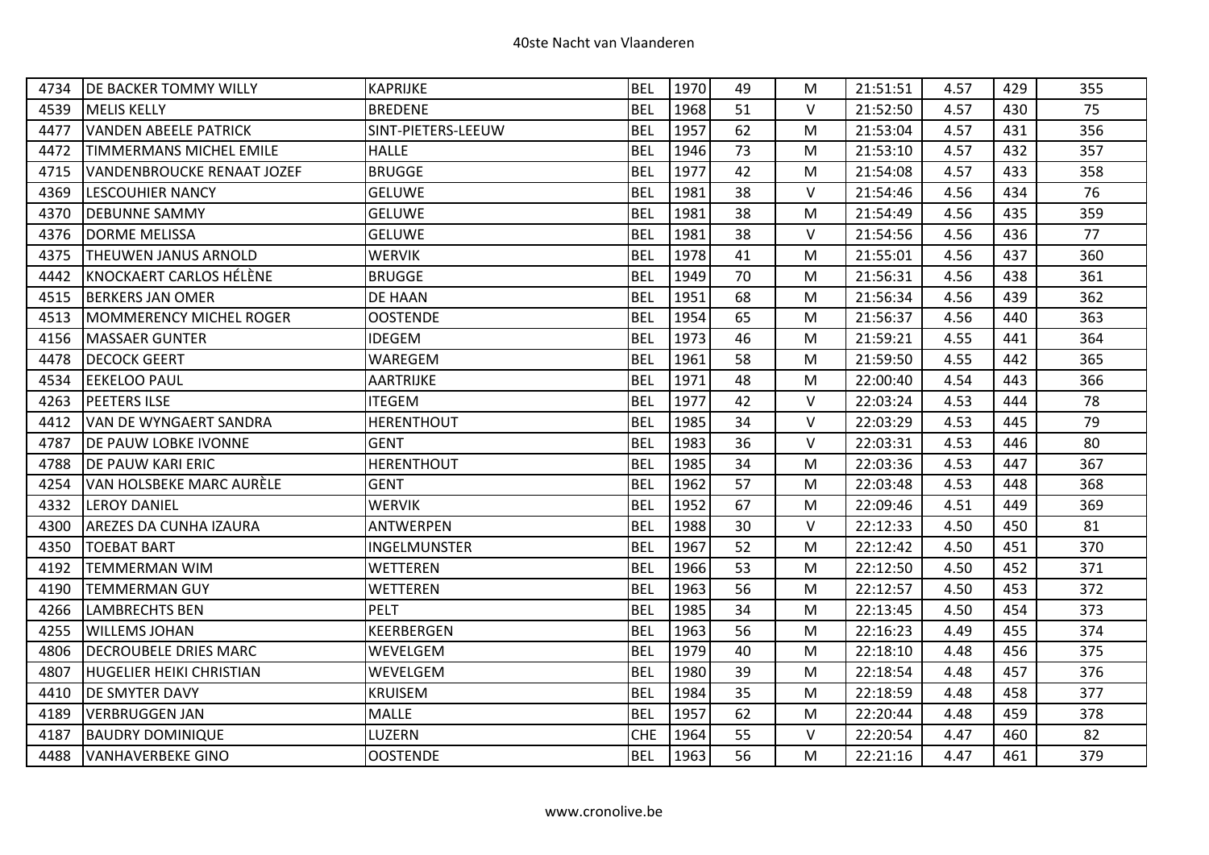| 4734 | DE BACKER TOMMY WILLY | KAPRIJKE | BEL | 1970 | 49 | M | 21:51:51 | 4.57 | 429 | 355 |
|---|---|---|---|---|---|---|---|---|---|---|
| 4539 | MELIS KELLY | BREDENE | BEL | 1968 | 51 | V | 21:52:50 | 4.57 | 430 | 75 |
| 4477 | VANDEN ABEELE PATRICK | SINT-PIETERS-LEEUW | BEL | 1957 | 62 | M | 21:53:04 | 4.57 | 431 | 356 |
| 4472 | TIMMERMANS MICHEL EMILE | HALLE | BEL | 1946 | 73 | M | 21:53:10 | 4.57 | 432 | 357 |
| 4715 | VANDENBROUCKE RENAAT JOZEF | BRUGGE | BEL | 1977 | 42 | M | 21:54:08 | 4.57 | 433 | 358 |
| 4369 | LESCOUHIER NANCY | GELUWE | BEL | 1981 | 38 | V | 21:54:46 | 4.56 | 434 | 76 |
| 4370 | DEBUNNE SAMMY | GELUWE | BEL | 1981 | 38 | M | 21:54:49 | 4.56 | 435 | 359 |
| 4376 | DORME MELISSA | GELUWE | BEL | 1981 | 38 | V | 21:54:56 | 4.56 | 436 | 77 |
| 4375 | THEUWEN JANUS ARNOLD | WERVIK | BEL | 1978 | 41 | M | 21:55:01 | 4.56 | 437 | 360 |
| 4442 | KNOCKAERT CARLOS HÉLÈNE | BRUGGE | BEL | 1949 | 70 | M | 21:56:31 | 4.56 | 438 | 361 |
| 4515 | BERKERS JAN OMER | DE HAAN | BEL | 1951 | 68 | M | 21:56:34 | 4.56 | 439 | 362 |
| 4513 | MOMMERENCY MICHEL ROGER | OOSTENDE | BEL | 1954 | 65 | M | 21:56:37 | 4.56 | 440 | 363 |
| 4156 | MASSAER GUNTER | IDEGEM | BEL | 1973 | 46 | M | 21:59:21 | 4.55 | 441 | 364 |
| 4478 | DECOCK GEERT | WAREGEM | BEL | 1961 | 58 | M | 21:59:50 | 4.55 | 442 | 365 |
| 4534 | EEKELOO PAUL | AARTRIJKE | BEL | 1971 | 48 | M | 22:00:40 | 4.54 | 443 | 366 |
| 4263 | PEETERS ILSE | ITEGEM | BEL | 1977 | 42 | V | 22:03:24 | 4.53 | 444 | 78 |
| 4412 | VAN DE WYNGAERT SANDRA | HERENTHOUT | BEL | 1985 | 34 | V | 22:03:29 | 4.53 | 445 | 79 |
| 4787 | DE PAUW LOBKE IVONNE | GENT | BEL | 1983 | 36 | V | 22:03:31 | 4.53 | 446 | 80 |
| 4788 | DE PAUW KARI ERIC | HERENTHOUT | BEL | 1985 | 34 | M | 22:03:36 | 4.53 | 447 | 367 |
| 4254 | VAN HOLSBEKE MARC AURÈLE | GENT | BEL | 1962 | 57 | M | 22:03:48 | 4.53 | 448 | 368 |
| 4332 | LEROY DANIEL | WERVIK | BEL | 1952 | 67 | M | 22:09:46 | 4.51 | 449 | 369 |
| 4300 | AREZES DA CUNHA IZAURA | ANTWERPEN | BEL | 1988 | 30 | V | 22:12:33 | 4.50 | 450 | 81 |
| 4350 | TOEBAT BART | INGELMUNSTER | BEL | 1967 | 52 | M | 22:12:42 | 4.50 | 451 | 370 |
| 4192 | TEMMERMAN WIM | WETTEREN | BEL | 1966 | 53 | M | 22:12:50 | 4.50 | 452 | 371 |
| 4190 | TEMMERMAN GUY | WETTEREN | BEL | 1963 | 56 | M | 22:12:57 | 4.50 | 453 | 372 |
| 4266 | LAMBRECHTS BEN | PELT | BEL | 1985 | 34 | M | 22:13:45 | 4.50 | 454 | 373 |
| 4255 | WILLEMS JOHAN | KEERBERGEN | BEL | 1963 | 56 | M | 22:16:23 | 4.49 | 455 | 374 |
| 4806 | DECROUBELE DRIES MARC | WEVELGEM | BEL | 1979 | 40 | M | 22:18:10 | 4.48 | 456 | 375 |
| 4807 | HUGELIER HEIKI CHRISTIAN | WEVELGEM | BEL | 1980 | 39 | M | 22:18:54 | 4.48 | 457 | 376 |
| 4410 | DE SMYTER DAVY | KRUISEM | BEL | 1984 | 35 | M | 22:18:59 | 4.48 | 458 | 377 |
| 4189 | VERBRUGGEN JAN | MALLE | BEL | 1957 | 62 | M | 22:20:44 | 4.48 | 459 | 378 |
| 4187 | BAUDRY DOMINIQUE | LUZERN | CHE | 1964 | 55 | V | 22:20:54 | 4.47 | 460 | 82 |
| 4488 | VANHAVERBEKE GINO | OOSTENDE | BEL | 1963 | 56 | M | 22:21:16 | 4.47 | 461 | 379 |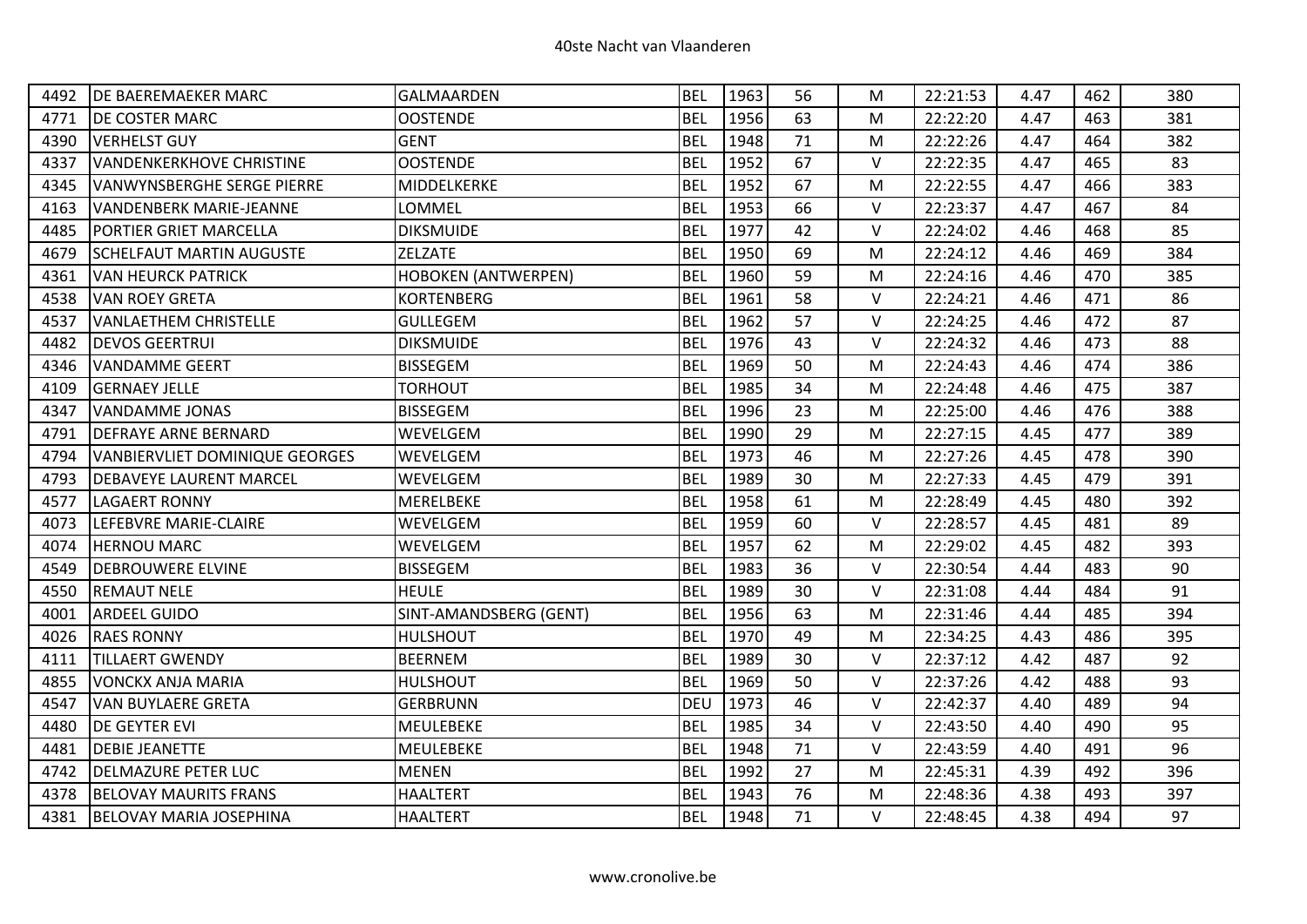| | | | | | | | | | | |
|---|---|---|---|---|---|---|---|---|---|---|
| 4492 | DE BAEREMAEKER MARC | GALMAARDEN | BEL | 1963 | 56 | M | 22:21:53 | 4.47 | 462 | 380 |
| 4771 | DE COSTER MARC | OOSTENDE | BEL | 1956 | 63 | M | 22:22:20 | 4.47 | 463 | 381 |
| 4390 | VERHELST GUY | GENT | BEL | 1948 | 71 | M | 22:22:26 | 4.47 | 464 | 382 |
| 4337 | VANDENKERKHOVE CHRISTINE | OOSTENDE | BEL | 1952 | 67 | V | 22:22:35 | 4.47 | 465 | 83 |
| 4345 | VANWYNSBERGHE SERGE PIERRE | MIDDELKERKE | BEL | 1952 | 67 | M | 22:22:55 | 4.47 | 466 | 383 |
| 4163 | VANDENBERK MARIE-JEANNE | LOMMEL | BEL | 1953 | 66 | V | 22:23:37 | 4.47 | 467 | 84 |
| 4485 | PORTIER GRIET MARCELLA | DIKSMUIDE | BEL | 1977 | 42 | V | 22:24:02 | 4.46 | 468 | 85 |
| 4679 | SCHELFAUT MARTIN AUGUSTE | ZELZATE | BEL | 1950 | 69 | M | 22:24:12 | 4.46 | 469 | 384 |
| 4361 | VAN HEURCK PATRICK | HOBOKEN (ANTWERPEN) | BEL | 1960 | 59 | M | 22:24:16 | 4.46 | 470 | 385 |
| 4538 | VAN ROEY GRETA | KORTENBERG | BEL | 1961 | 58 | V | 22:24:21 | 4.46 | 471 | 86 |
| 4537 | VANLAETHEM CHRISTELLE | GULLEGEM | BEL | 1962 | 57 | V | 22:24:25 | 4.46 | 472 | 87 |
| 4482 | DEVOS GEERTRUI | DIKSMUIDE | BEL | 1976 | 43 | V | 22:24:32 | 4.46 | 473 | 88 |
| 4346 | VANDAMME GEERT | BISSEGEM | BEL | 1969 | 50 | M | 22:24:43 | 4.46 | 474 | 386 |
| 4109 | GERNAEY JELLE | TORHOUT | BEL | 1985 | 34 | M | 22:24:48 | 4.46 | 475 | 387 |
| 4347 | VANDAMME JONAS | BISSEGEM | BEL | 1996 | 23 | M | 22:25:00 | 4.46 | 476 | 388 |
| 4791 | DEFRAYE ARNE BERNARD | WEVELGEM | BEL | 1990 | 29 | M | 22:27:15 | 4.45 | 477 | 389 |
| 4794 | VANBIERVLIET DOMINIQUE GEORGES | WEVELGEM | BEL | 1973 | 46 | M | 22:27:26 | 4.45 | 478 | 390 |
| 4793 | DEBAVEYE LAURENT MARCEL | WEVELGEM | BEL | 1989 | 30 | M | 22:27:33 | 4.45 | 479 | 391 |
| 4577 | LAGAERT RONNY | MERELBEKE | BEL | 1958 | 61 | M | 22:28:49 | 4.45 | 480 | 392 |
| 4073 | LEFEBVRE MARIE-CLAIRE | WEVELGEM | BEL | 1959 | 60 | V | 22:28:57 | 4.45 | 481 | 89 |
| 4074 | HERNOU MARC | WEVELGEM | BEL | 1957 | 62 | M | 22:29:02 | 4.45 | 482 | 393 |
| 4549 | DEBROUWERE ELVINE | BISSEGEM | BEL | 1983 | 36 | V | 22:30:54 | 4.44 | 483 | 90 |
| 4550 | REMAUT NELE | HEULE | BEL | 1989 | 30 | V | 22:31:08 | 4.44 | 484 | 91 |
| 4001 | ARDEEL GUIDO | SINT-AMANDSBERG (GENT) | BEL | 1956 | 63 | M | 22:31:46 | 4.44 | 485 | 394 |
| 4026 | RAES RONNY | HULSHOUT | BEL | 1970 | 49 | M | 22:34:25 | 4.43 | 486 | 395 |
| 4111 | TILLAERT GWENDY | BEERNEM | BEL | 1989 | 30 | V | 22:37:12 | 4.42 | 487 | 92 |
| 4855 | VONCKX ANJA MARIA | HULSHOUT | BEL | 1969 | 50 | V | 22:37:26 | 4.42 | 488 | 93 |
| 4547 | VAN BUYLAERE GRETA | GERBRUNN | DEU | 1973 | 46 | V | 22:42:37 | 4.40 | 489 | 94 |
| 4480 | DE GEYTER EVI | MEULEBEKE | BEL | 1985 | 34 | V | 22:43:50 | 4.40 | 490 | 95 |
| 4481 | DEBIE JEANETTE | MEULEBEKE | BEL | 1948 | 71 | V | 22:43:59 | 4.40 | 491 | 96 |
| 4742 | DELMAZURE PETER LUC | MENEN | BEL | 1992 | 27 | M | 22:45:31 | 4.39 | 492 | 396 |
| 4378 | BELOVAY MAURITS FRANS | HAALTERT | BEL | 1943 | 76 | M | 22:48:36 | 4.38 | 493 | 397 |
| 4381 | BELOVAY MARIA JOSEPHINA | HAALTERT | BEL | 1948 | 71 | V | 22:48:45 | 4.38 | 494 | 97 |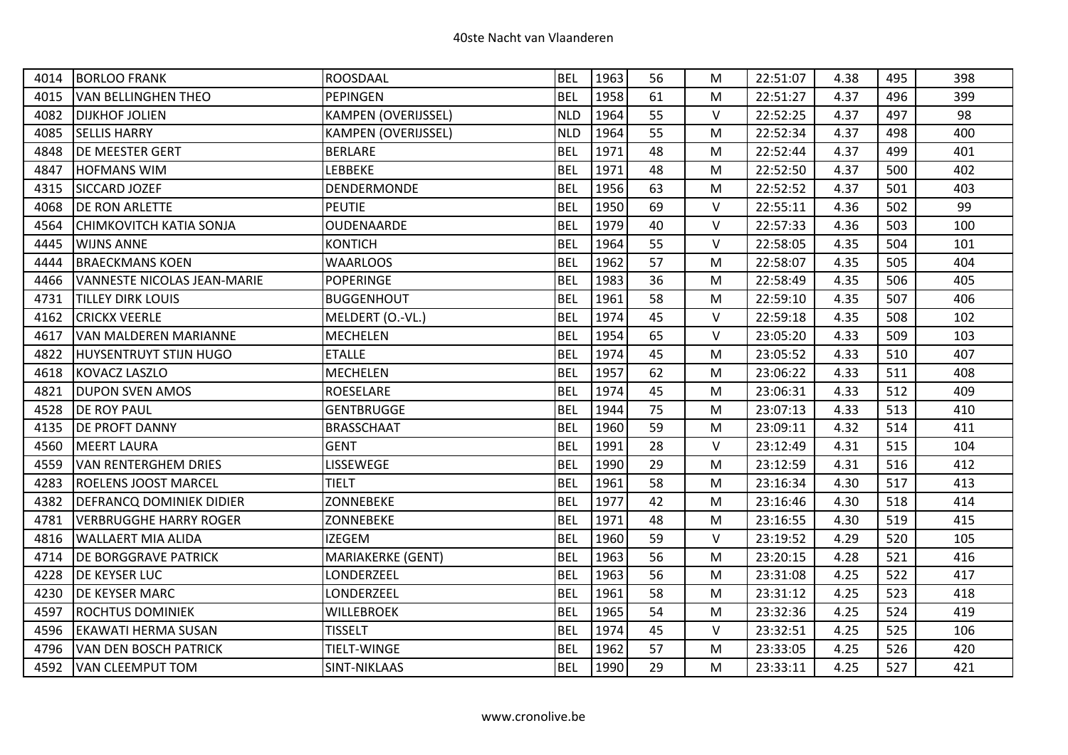| 4014 | BORLOO FRANK | ROOSDAAL | BEL | 1963 | 56 | M | 22:51:07 | 4.38 | 495 | 398 |
|---|---|---|---|---|---|---|---|---|---|---|
| 4015 | VAN BELLINGHEN THEO | PEPINGEN | BEL | 1958 | 61 | M | 22:51:27 | 4.37 | 496 | 399 |
| 4082 | DIJKHOF JOLIEN | KAMPEN (OVERIJSSEL) | NLD | 1964 | 55 | V | 22:52:25 | 4.37 | 497 | 98 |
| 4085 | SELLIS HARRY | KAMPEN (OVERIJSSEL) | NLD | 1964 | 55 | M | 22:52:34 | 4.37 | 498 | 400 |
| 4848 | DE MEESTER GERT | BERLARE | BEL | 1971 | 48 | M | 22:52:44 | 4.37 | 499 | 401 |
| 4847 | HOFMANS WIM | LEBBEKE | BEL | 1971 | 48 | M | 22:52:50 | 4.37 | 500 | 402 |
| 4315 | SICCARD JOZEF | DENDERMONDE | BEL | 1956 | 63 | M | 22:52:52 | 4.37 | 501 | 403 |
| 4068 | DE RON ARLETTE | PEUTIE | BEL | 1950 | 69 | V | 22:55:11 | 4.36 | 502 | 99 |
| 4564 | CHIMKOVITCH KATIA SONJA | OUDENAARDE | BEL | 1979 | 40 | V | 22:57:33 | 4.36 | 503 | 100 |
| 4445 | WIJNS ANNE | KONTICH | BEL | 1964 | 55 | V | 22:58:05 | 4.35 | 504 | 101 |
| 4444 | BRAECKMANS KOEN | WAARLOOS | BEL | 1962 | 57 | M | 22:58:07 | 4.35 | 505 | 404 |
| 4466 | VANNESTE NICOLAS JEAN-MARIE | POPERINGE | BEL | 1983 | 36 | M | 22:58:49 | 4.35 | 506 | 405 |
| 4731 | TILLEY DIRK LOUIS | BUGGENHOUT | BEL | 1961 | 58 | M | 22:59:10 | 4.35 | 507 | 406 |
| 4162 | CRICKX VEERLE | MELDERT (O.-VL.) | BEL | 1974 | 45 | V | 22:59:18 | 4.35 | 508 | 102 |
| 4617 | VAN MALDEREN MARIANNE | MECHELEN | BEL | 1954 | 65 | V | 23:05:20 | 4.33 | 509 | 103 |
| 4822 | HUYSENTRUYT STIJN HUGO | ETALLE | BEL | 1974 | 45 | M | 23:05:52 | 4.33 | 510 | 407 |
| 4618 | KOVACZ LASZLO | MECHELEN | BEL | 1957 | 62 | M | 23:06:22 | 4.33 | 511 | 408 |
| 4821 | DUPON SVEN AMOS | ROESELARE | BEL | 1974 | 45 | M | 23:06:31 | 4.33 | 512 | 409 |
| 4528 | DE ROY PAUL | GENTBRUGGE | BEL | 1944 | 75 | M | 23:07:13 | 4.33 | 513 | 410 |
| 4135 | DE PROFT DANNY | BRASSCHAAT | BEL | 1960 | 59 | M | 23:09:11 | 4.32 | 514 | 411 |
| 4560 | MEERT LAURA | GENT | BEL | 1991 | 28 | V | 23:12:49 | 4.31 | 515 | 104 |
| 4559 | VAN RENTERGHEM DRIES | LISSEWEGE | BEL | 1990 | 29 | M | 23:12:59 | 4.31 | 516 | 412 |
| 4283 | ROELENS JOOST MARCEL | TIELT | BEL | 1961 | 58 | M | 23:16:34 | 4.30 | 517 | 413 |
| 4382 | DEFRANCQ DOMINIEK DIDIER | ZONNEBEKE | BEL | 1977 | 42 | M | 23:16:46 | 4.30 | 518 | 414 |
| 4781 | VERBRUGGHE HARRY ROGER | ZONNEBEKE | BEL | 1971 | 48 | M | 23:16:55 | 4.30 | 519 | 415 |
| 4816 | WALLAERT MIA ALIDA | IZEGEM | BEL | 1960 | 59 | V | 23:19:52 | 4.29 | 520 | 105 |
| 4714 | DE BORGGRAVE PATRICK | MARIAKERKE (GENT) | BEL | 1963 | 56 | M | 23:20:15 | 4.28 | 521 | 416 |
| 4228 | DE KEYSER LUC | LONDERZEEL | BEL | 1963 | 56 | M | 23:31:08 | 4.25 | 522 | 417 |
| 4230 | DE KEYSER MARC | LONDERZEEL | BEL | 1961 | 58 | M | 23:31:12 | 4.25 | 523 | 418 |
| 4597 | ROCHTUS DOMINIEK | WILLEBROEK | BEL | 1965 | 54 | M | 23:32:36 | 4.25 | 524 | 419 |
| 4596 | EKAWATI HERMA SUSAN | TISSELT | BEL | 1974 | 45 | V | 23:32:51 | 4.25 | 525 | 106 |
| 4796 | VAN DEN BOSCH PATRICK | TIELT-WINGE | BEL | 1962 | 57 | M | 23:33:05 | 4.25 | 526 | 420 |
| 4592 | VAN CLEEMPUT TOM | SINT-NIKLAAS | BEL | 1990 | 29 | M | 23:33:11 | 4.25 | 527 | 421 |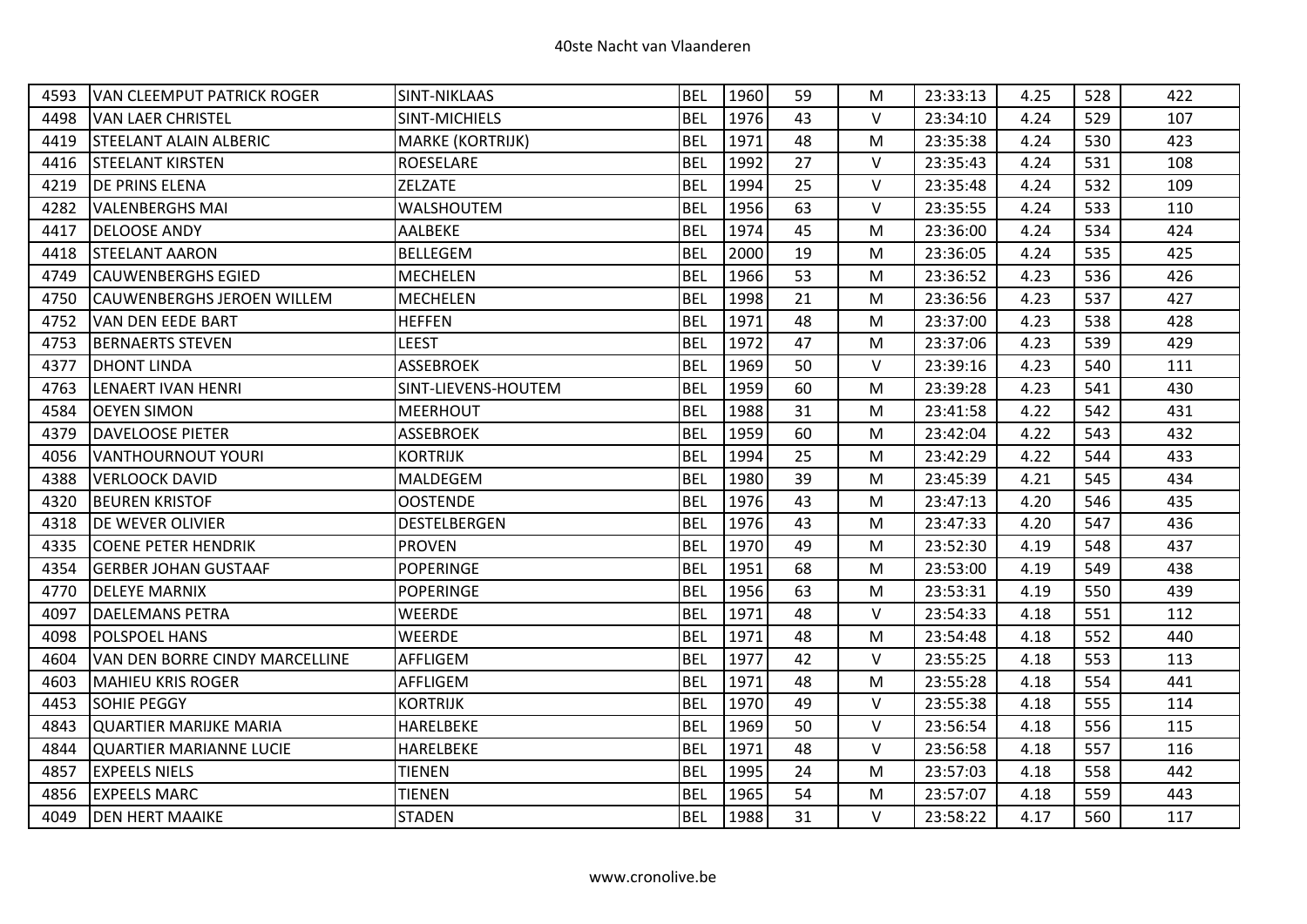| 4593 | VAN CLEEMPUT PATRICK ROGER | SINT-NIKLAAS | BEL | 1960 | 59 | M | 23:33:13 | 4.25 | 528 | 422 |
|---|---|---|---|---|---|---|---|---|---|---|
| 4498 | VAN LAER CHRISTEL | SINT-MICHIELS | BEL | 1976 | 43 | V | 23:34:10 | 4.24 | 529 | 107 |
| 4419 | STEELANT ALAIN ALBERIC | MARKE (KORTRIJK) | BEL | 1971 | 48 | M | 23:35:38 | 4.24 | 530 | 423 |
| 4416 | STEELANT KIRSTEN | ROESELARE | BEL | 1992 | 27 | V | 23:35:43 | 4.24 | 531 | 108 |
| 4219 | DE PRINS ELENA | ZELZATE | BEL | 1994 | 25 | V | 23:35:48 | 4.24 | 532 | 109 |
| 4282 | VALENBERGHS MAI | WALSHOUTEM | BEL | 1956 | 63 | V | 23:35:55 | 4.24 | 533 | 110 |
| 4417 | DELOOSE ANDY | AALBEKE | BEL | 1974 | 45 | M | 23:36:00 | 4.24 | 534 | 424 |
| 4418 | STEELANT AARON | BELLEGEM | BEL | 2000 | 19 | M | 23:36:05 | 4.24 | 535 | 425 |
| 4749 | CAUWENBERGHS EGIED | MECHELEN | BEL | 1966 | 53 | M | 23:36:52 | 4.23 | 536 | 426 |
| 4750 | CAUWENBERGHS JEROEN WILLEM | MECHELEN | BEL | 1998 | 21 | M | 23:36:56 | 4.23 | 537 | 427 |
| 4752 | VAN DEN EEDE BART | HEFFEN | BEL | 1971 | 48 | M | 23:37:00 | 4.23 | 538 | 428 |
| 4753 | BERNAERTS STEVEN | LEEST | BEL | 1972 | 47 | M | 23:37:06 | 4.23 | 539 | 429 |
| 4377 | DHONT LINDA | ASSEBROEK | BEL | 1969 | 50 | V | 23:39:16 | 4.23 | 540 | 111 |
| 4763 | LENAERT IVAN HENRI | SINT-LIEVENS-HOUTEM | BEL | 1959 | 60 | M | 23:39:28 | 4.23 | 541 | 430 |
| 4584 | OEYEN SIMON | MEERHOUT | BEL | 1988 | 31 | M | 23:41:58 | 4.22 | 542 | 431 |
| 4379 | DAVELOOSE PIETER | ASSEBROEK | BEL | 1959 | 60 | M | 23:42:04 | 4.22 | 543 | 432 |
| 4056 | VANTHOURNOUT YOURI | KORTRIJK | BEL | 1994 | 25 | M | 23:42:29 | 4.22 | 544 | 433 |
| 4388 | VERLOOCK DAVID | MALDEGEM | BEL | 1980 | 39 | M | 23:45:39 | 4.21 | 545 | 434 |
| 4320 | BEUREN KRISTOF | OOSTENDE | BEL | 1976 | 43 | M | 23:47:13 | 4.20 | 546 | 435 |
| 4318 | DE WEVER OLIVIER | DESTELBERGEN | BEL | 1976 | 43 | M | 23:47:33 | 4.20 | 547 | 436 |
| 4335 | COENE PETER HENDRIK | PROVEN | BEL | 1970 | 49 | M | 23:52:30 | 4.19 | 548 | 437 |
| 4354 | GERBER JOHAN GUSTAAF | POPERINGE | BEL | 1951 | 68 | M | 23:53:00 | 4.19 | 549 | 438 |
| 4770 | DELEYE MARNIX | POPERINGE | BEL | 1956 | 63 | M | 23:53:31 | 4.19 | 550 | 439 |
| 4097 | DAELEMANS PETRA | WEERDE | BEL | 1971 | 48 | V | 23:54:33 | 4.18 | 551 | 112 |
| 4098 | POLSPOEL HANS | WEERDE | BEL | 1971 | 48 | M | 23:54:48 | 4.18 | 552 | 440 |
| 4604 | VAN DEN BORRE CINDY MARCELLINE | AFFLIGEM | BEL | 1977 | 42 | V | 23:55:25 | 4.18 | 553 | 113 |
| 4603 | MAHIEU KRIS ROGER | AFFLIGEM | BEL | 1971 | 48 | M | 23:55:28 | 4.18 | 554 | 441 |
| 4453 | SOHIE PEGGY | KORTRIJK | BEL | 1970 | 49 | V | 23:55:38 | 4.18 | 555 | 114 |
| 4843 | QUARTIER MARIJKE MARIA | HARELBEKE | BEL | 1969 | 50 | V | 23:56:54 | 4.18 | 556 | 115 |
| 4844 | QUARTIER MARIANNE LUCIE | HARELBEKE | BEL | 1971 | 48 | V | 23:56:58 | 4.18 | 557 | 116 |
| 4857 | EXPEELS NIELS | TIENEN | BEL | 1995 | 24 | M | 23:57:03 | 4.18 | 558 | 442 |
| 4856 | EXPEELS MARC | TIENEN | BEL | 1965 | 54 | M | 23:57:07 | 4.18 | 559 | 443 |
| 4049 | DEN HERT MAAIKE | STADEN | BEL | 1988 | 31 | V | 23:58:22 | 4.17 | 560 | 117 |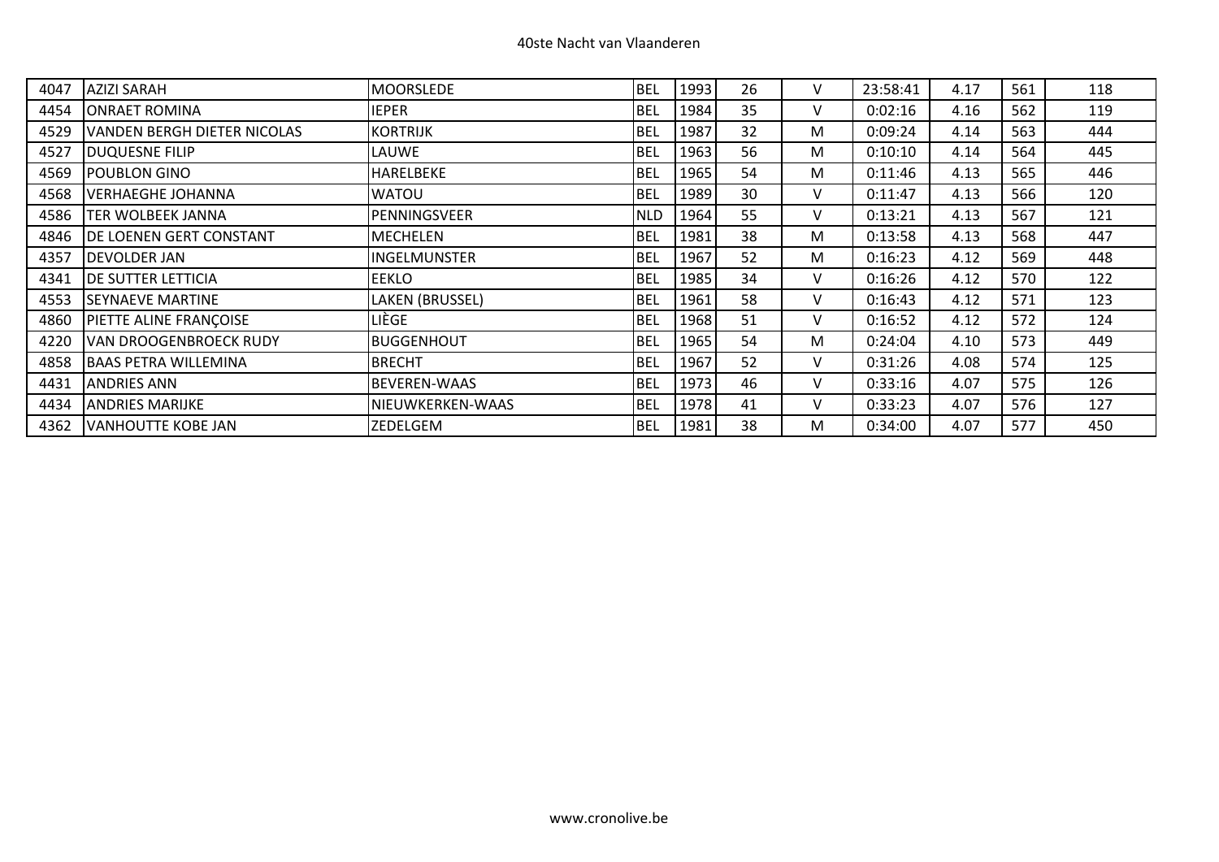| | | | | | | | | | | |
|---|---|---|---|---|---|---|---|---|---|---|
| 4047 | AZIZI SARAH | MOORSLEDE | BEL | 1993 | 26 | V | 23:58:41 | 4.17 | 561 | 118 |
| 4454 | ONRAET ROMINA | IEPER | BEL | 1984 | 35 | V | 0:02:16 | 4.16 | 562 | 119 |
| 4529 | VANDEN BERGH DIETER NICOLAS | KORTRIJK | BEL | 1987 | 32 | M | 0:09:24 | 4.14 | 563 | 444 |
| 4527 | DUQUESNE FILIP | LAUWE | BEL | 1963 | 56 | M | 0:10:10 | 4.14 | 564 | 445 |
| 4569 | POUBLON GINO | HARELBEKE | BEL | 1965 | 54 | M | 0:11:46 | 4.13 | 565 | 446 |
| 4568 | VERHAEGHE JOHANNA | WATOU | BEL | 1989 | 30 | V | 0:11:47 | 4.13 | 566 | 120 |
| 4586 | TER WOLBEEK JANNA | PENNINGSVEER | NLD | 1964 | 55 | V | 0:13:21 | 4.13 | 567 | 121 |
| 4846 | DE LOENEN GERT CONSTANT | MECHELEN | BEL | 1981 | 38 | M | 0:13:58 | 4.13 | 568 | 447 |
| 4357 | DEVOLDER JAN | INGELMUNSTER | BEL | 1967 | 52 | M | 0:16:23 | 4.12 | 569 | 448 |
| 4341 | DE SUTTER LETTICIA | EEKLO | BEL | 1985 | 34 | V | 0:16:26 | 4.12 | 570 | 122 |
| 4553 | SEYNAEVE MARTINE | LAKEN (BRUSSEL) | BEL | 1961 | 58 | V | 0:16:43 | 4.12 | 571 | 123 |
| 4860 | PIETTE ALINE FRANÇOISE | LIÈGE | BEL | 1968 | 51 | V | 0:16:52 | 4.12 | 572 | 124 |
| 4220 | VAN DROOGENBROECK RUDY | BUGGENHOUT | BEL | 1965 | 54 | M | 0:24:04 | 4.10 | 573 | 449 |
| 4858 | BAAS PETRA WILLEMINA | BRECHT | BEL | 1967 | 52 | V | 0:31:26 | 4.08 | 574 | 125 |
| 4431 | ANDRIES ANN | BEVEREN-WAAS | BEL | 1973 | 46 | V | 0:33:16 | 4.07 | 575 | 126 |
| 4434 | ANDRIES MARIJKE | NIEUWKERKEN-WAAS | BEL | 1978 | 41 | V | 0:33:23 | 4.07 | 576 | 127 |
| 4362 | VANHOUTTE KOBE JAN | ZEDELGEM | BEL | 1981 | 38 | M | 0:34:00 | 4.07 | 577 | 450 |